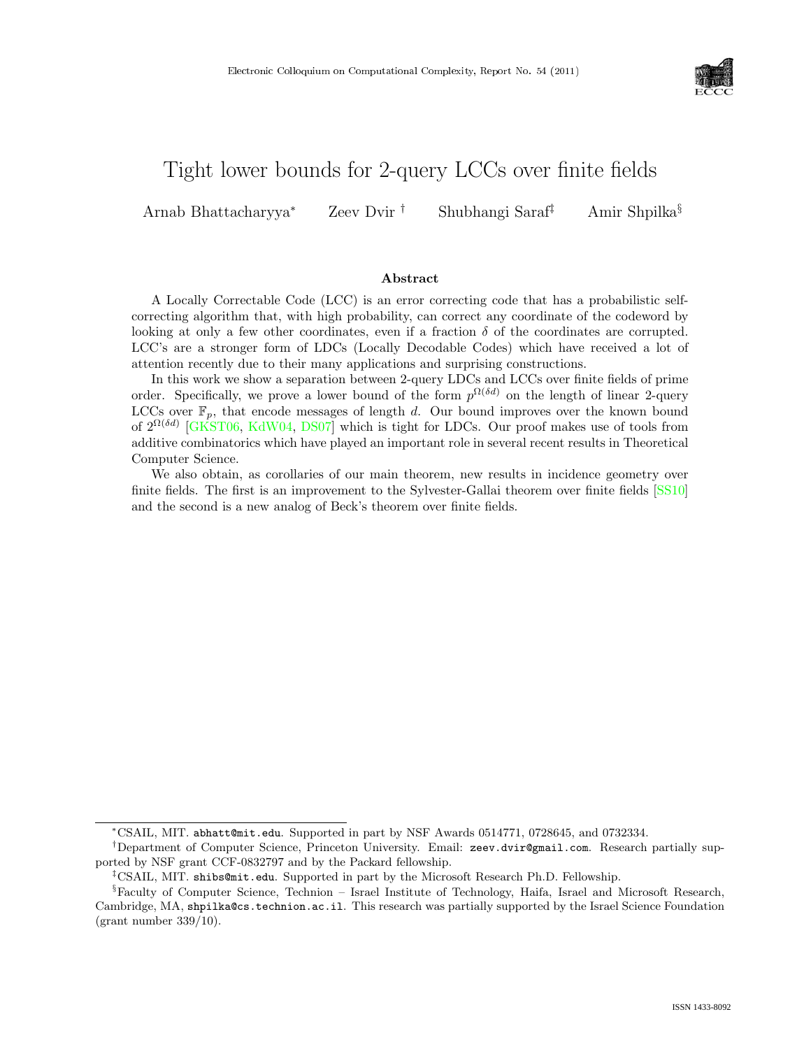# Tight lower bounds for 2-query LCCs over finite fields

Arnab Bhattacharyya[*] Zeev Dvir[†] Shubhangi Saraf[‡] Amir Shpilka[§]

### Abstract

A Locally Correctable Code (LCC) is an error correcting code that has a probabilistic self-correcting algorithm that, with high probability, can correct any coordinate of the codeword by looking at only a few other coordinates, even if a fraction $\delta$ of the coordinates are corrupted. LCC's are a stronger form of LDCs (Locally Decodable Codes) which have received a lot of attention recently due to their many applications and surprising constructions.

In this work we show a separation between 2-query LDCs and LCCs over finite fields of prime order. Specifically, we prove a lower bound of the form $p^{\Omega(\delta d)}$ on the length of linear 2-query LCCs over $\mathbb{F}_p$, that encode messages of length $d$. Our bound improves over the known bound of $2^{\Omega(\delta d)}$ [GKST06, KdW04, DS07] which is tight for LDCs. Our proof makes use of tools from additive combinatorics which have played an important role in several recent results in Theoretical Computer Science.

We also obtain, as corollaries of our main theorem, new results in incidence geometry over finite fields. The first is an improvement to the Sylvester-Gallai theorem over finite fields [SS10] and the second is a new analog of Beck's theorem over finite fields.

---

[*] CSAIL, MIT. abhatt@mit.edu. Supported in part by NSF Awards 0514771, 0728645, and 0732334.

[†] Department of Computer Science, Princeton University. Email: zeev.dvir@gmail.com. Research partially supported by NSF grant CCF-0832797 and by the Packard fellowship.

[‡] CSAIL, MIT. shibs@mit.edu. Supported in part by the Microsoft Research Ph.D. Fellowship.

[§] Faculty of Computer Science, Technion – Israel Institute of Technology, Haifa, Israel and Microsoft Research, Cambridge, MA, shpilka@cs.technion.ac.il. This research was partially supported by the Israel Science Foundation (grant number 339/10).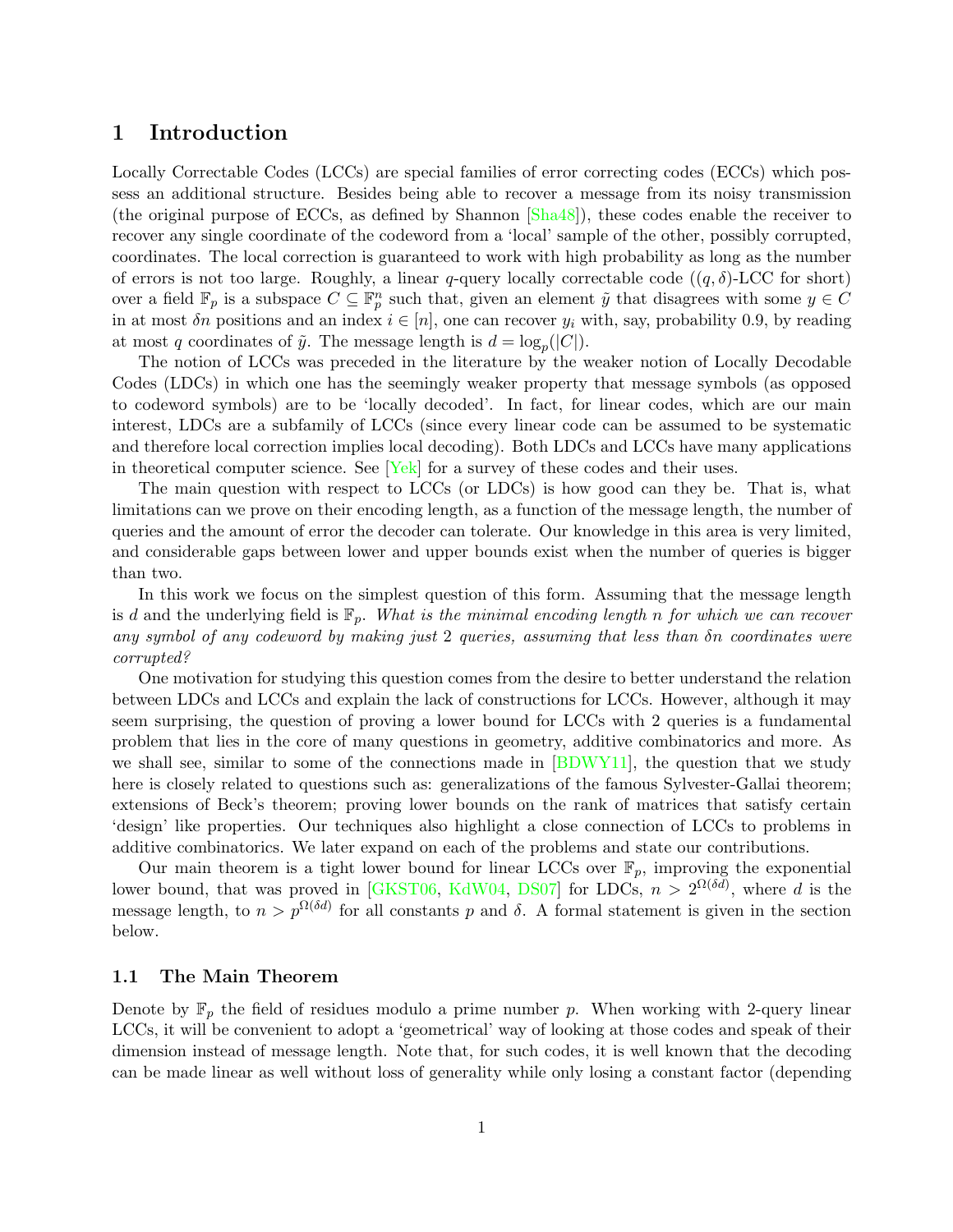# 1 Introduction

Locally Correctable Codes (LCCs) are special families of error correcting codes (ECCs) which possess an additional structure. Besides being able to recover a message from its noisy transmission (the original purpose of ECCs, as defined by Shannon [Sha48]), these codes enable the receiver to recover any single coordinate of the codeword from a 'local' sample of the other, possibly corrupted, coordinates. The local correction is guaranteed to work with high probability as long as the number of errors is not too large. Roughly, a linear $q$-query locally correctable code ($(q, \delta)$-LCC for short) over a field $\mathbb{F}_p$ is a subspace $C \subseteq \mathbb{F}_p^n$ such that, given an element $\tilde{y}$ that disagrees with some $y \in C$ in at most $\delta n$ positions and an index $i \in [n]$, one can recover $y_i$ with, say, probability 0.9, by reading at most $q$ coordinates of $\tilde{y}$. The message length is $d = \log_p(|C|)$.

The notion of LCCs was preceded in the literature by the weaker notion of Locally Decodable Codes (LDCs) in which one has the seemingly weaker property that message symbols (as opposed to codeword symbols) are to be 'locally decoded'. In fact, for linear codes, which are our main interest, LDCs are a subfamily of LCCs (since every linear code can be assumed to be systematic and therefore local correction implies local decoding). Both LDCs and LCCs have many applications in theoretical computer science. See [Yek] for a survey of these codes and their uses.

The main question with respect to LCCs (or LDCs) is how good can they be. That is, what limitations can we prove on their encoding length, as a function of the message length, the number of queries and the amount of error the decoder can tolerate. Our knowledge in this area is very limited, and considerable gaps between lower and upper bounds exist when the number of queries is bigger than two.

In this work we focus on the simplest question of this form. Assuming that the message length is $d$ and the underlying field is $\mathbb{F}_p$. *What is the minimal encoding length $n$ for which we can recover any symbol of any codeword by making just 2 queries, assuming that less than $\delta n$ coordinates were corrupted?*

One motivation for studying this question comes from the desire to better understand the relation between LDCs and LCCs and explain the lack of constructions for LCCs. However, although it may seem surprising, the question of proving a lower bound for LCCs with 2 queries is a fundamental problem that lies in the core of many questions in geometry, additive combinatorics and more. As we shall see, similar to some of the connections made in [BDWY11], the question that we study here is closely related to questions such as: generalizations of the famous Sylvester-Gallai theorem; extensions of Beck's theorem; proving lower bounds on the rank of matrices that satisfy certain 'design' like properties. Our techniques also highlight a close connection of LCCs to problems in additive combinatorics. We later expand on each of the problems and state our contributions.

Our main theorem is a tight lower bound for linear LCCs over $\mathbb{F}_p$, improving the exponential lower bound, that was proved in [GKST06, KdW04, DS07] for LDCs, $n > 2^{\Omega(\delta d)}$, where $d$ is the message length, to $n > p^{\Omega(\delta d)}$ for all constants $p$ and $\delta$. A formal statement is given in the section below.

## 1.1 The Main Theorem

Denote by $\mathbb{F}_p$ the field of residues modulo a prime number $p$. When working with 2-query linear LCCs, it will be convenient to adopt a 'geometrical' way of looking at those codes and speak of their dimension instead of message length. Note that, for such codes, it is well known that the decoding can be made linear as well without loss of generality while only losing a constant factor (depending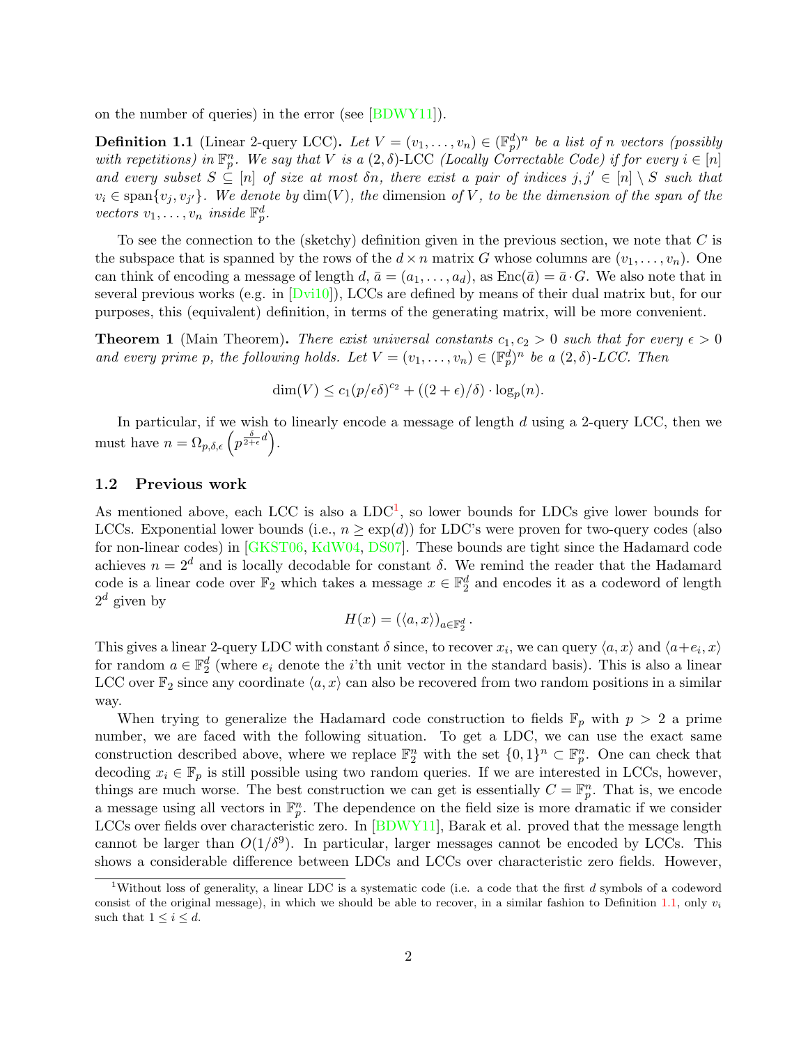on the number of queries) in the error (see [BDWY11]).

**Definition 1.1** (Linear 2-query LCC)**.** *Let $V = (v_1, \ldots, v_n) \in (\mathbb{F}_p^d)^n$ be a list of $n$ vectors (possibly with repetitions) in $\mathbb{F}_p^n$. We say that $V$ is a $(2, \delta)$-*LCC *(Locally Correctable Code) if for every $i \in [n]$ and every subset $S \subseteq [n]$ of size at most $\delta n$, there exist a pair of indices $j, j' \in [n] \setminus S$ such that $v_i \in \operatorname{span}\{v_j, v_{j'}\}$. We denote by $\dim(V)$, the* dimension *of $V$, to be the dimension of the span of the vectors $v_1, \ldots, v_n$ inside $\mathbb{F}_p^d$.*

To see the connection to the (sketchy) definition given in the previous section, we note that $C$ is the subspace that is spanned by the rows of the $d \times n$ matrix $G$ whose columns are $(v_1, \ldots, v_n)$. One can think of encoding a message of length $d$, $\bar{a} = (a_1, \ldots, a_d)$, as $\text{Enc}(\bar{a}) = \bar{a} \cdot G$. We also note that in several previous works (e.g. in [Dvi10]), LCCs are defined by means of their dual matrix but, for our purposes, this (equivalent) definition, in terms of the generating matrix, will be more convenient.

**Theorem 1** (Main Theorem)**.** *There exist universal constants $c_1, c_2 > 0$ such that for every $\epsilon > 0$ and every prime $p$, the following holds. Let $V = (v_1, \ldots, v_n) \in (\mathbb{F}_p^d)^n$ be a $(2, \delta)$-LCC. Then*

$$\dim(V) \leq c_1(p/\epsilon\delta)^{c_2} + ((2 + \epsilon)/\delta) \cdot \log_p(n).$$

In particular, if we wish to linearly encode a message of length $d$ using a 2-query LCC, then we must have $n = \Omega_{p,\delta,\epsilon}\left(p^{\frac{\delta}{2+\epsilon}d}\right)$.

### 1.2 Previous work

As mentioned above, each LCC is also a LDC[1], so lower bounds for LDCs give lower bounds for LCCs. Exponential lower bounds (i.e., $n \geq \exp(d)$) for LDC's were proven for two-query codes (also for non-linear codes) in [GKST06, KdW04, DS07]. These bounds are tight since the Hadamard code achieves $n = 2^d$ and is locally decodable for constant $\delta$. We remind the reader that the Hadamard code is a linear code over $\mathbb{F}_2$ which takes a message $x \in \mathbb{F}_2^d$ and encodes it as a codeword of length $2^d$ given by

$$H(x) = (\langle a, x \rangle)_{a \in \mathbb{F}_2^d}.$$

This gives a linear 2-query LDC with constant $\delta$ since, to recover $x_i$, we can query $\langle a, x \rangle$ and $\langle a + e_i, x \rangle$ for random $a \in \mathbb{F}_2^d$ (where $e_i$ denote the $i$'th unit vector in the standard basis). This is also a linear LCC over $\mathbb{F}_2$ since any coordinate $\langle a, x \rangle$ can also be recovered from two random positions in a similar way.

When trying to generalize the Hadamard code construction to fields $\mathbb{F}_p$ with $p > 2$ a prime number, we are faced with the following situation. To get a LDC, we can use the exact same construction described above, where we replace $\mathbb{F}_2^n$ with the set $\{0, 1\}^n \subset \mathbb{F}_p^n$. One can check that decoding $x_i \in \mathbb{F}_p$ is still possible using two random queries. If we are interested in LCCs, however, things are much worse. The best construction we can get is essentially $C = \mathbb{F}_p^n$. That is, we encode a message using all vectors in $\mathbb{F}_p^n$. The dependence on the field size is more dramatic if we consider LCCs over fields over characteristic zero. In [BDWY11], Barak et al. proved that the message length cannot be larger than $O(1/\delta^9)$. In particular, larger messages cannot be encoded by LCCs. This shows a considerable difference between LDCs and LCCs over characteristic zero fields. However,

[1] Without loss of generality, a linear LDC is a systematic code (i.e. a code that the first $d$ symbols of a codeword consist of the original message), in which we should be able to recover, in a similar fashion to Definition 1.1, only $v_i$ such that $1 \leq i \leq d$.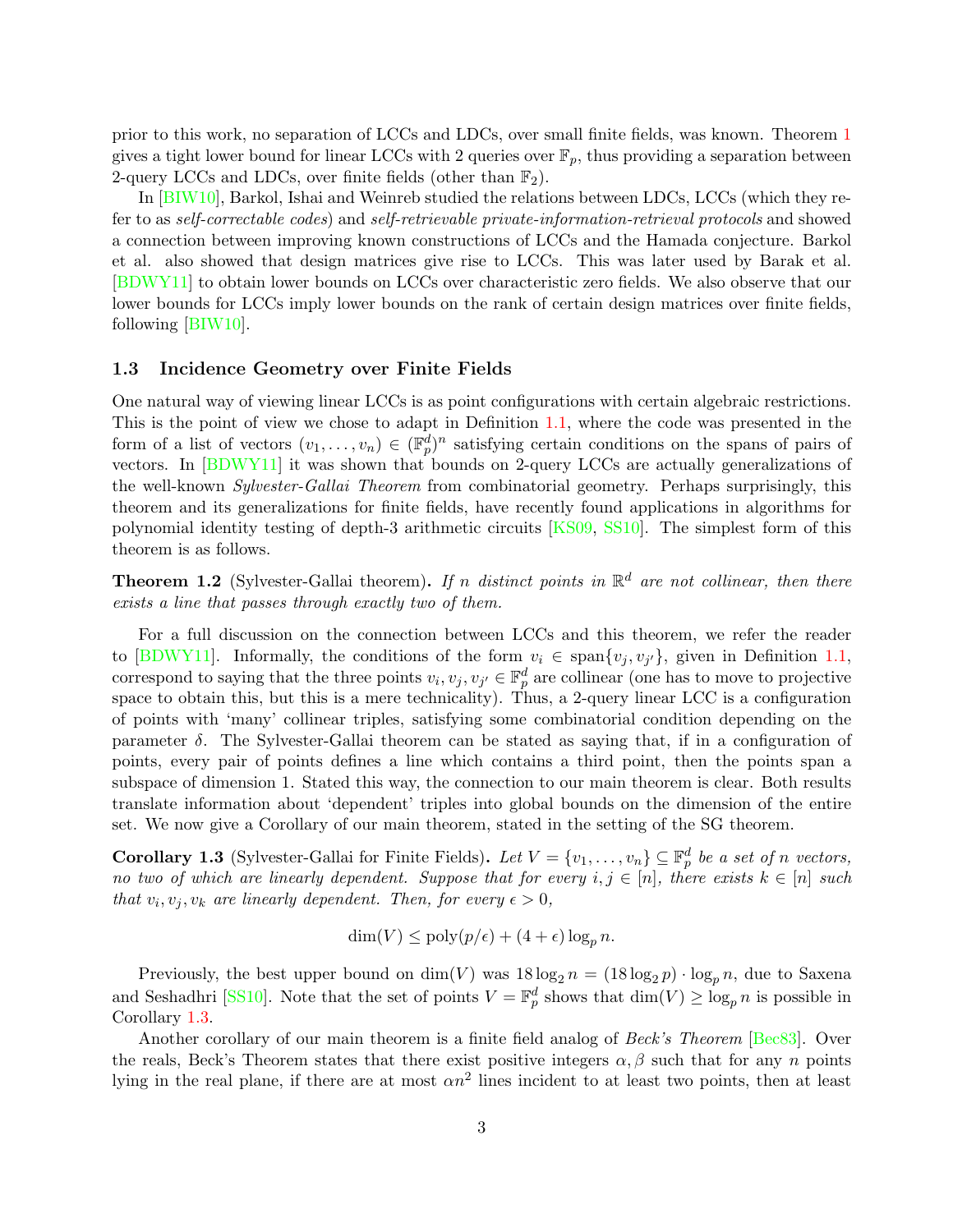prior to this work, no separation of LCCs and LDCs, over small finite fields, was known. Theorem 1 gives a tight lower bound for linear LCCs with 2 queries over $\mathbb{F}_p$, thus providing a separation between 2-query LCCs and LDCs, over finite fields (other than $\mathbb{F}_2$).

In [BIW10], Barkol, Ishai and Weinreb studied the relations between LDCs, LCCs (which they refer to as *self-correctable codes*) and *self-retrievable private-information-retrieval protocols* and showed a connection between improving known constructions of LCCs and the Hamada conjecture. Barkol et al. also showed that design matrices give rise to LCCs. This was later used by Barak et al. [BDWY11] to obtain lower bounds on LCCs over characteristic zero fields. We also observe that our lower bounds for LCCs imply lower bounds on the rank of certain design matrices over finite fields, following [BIW10].

### 1.3 Incidence Geometry over Finite Fields

One natural way of viewing linear LCCs is as point configurations with certain algebraic restrictions. This is the point of view we chose to adapt in Definition 1.1, where the code was presented in the form of a list of vectors $(v_1, \ldots, v_n) \in (\mathbb{F}_p^d)^n$ satisfying certain conditions on the spans of pairs of vectors. In [BDWY11] it was shown that bounds on 2-query LCCs are actually generalizations of the well-known *Sylvester-Gallai Theorem* from combinatorial geometry. Perhaps surprisingly, this theorem and its generalizations for finite fields, have recently found applications in algorithms for polynomial identity testing of depth-3 arithmetic circuits [KS09, SS10]. The simplest form of this theorem is as follows.

**Theorem 1.2** (Sylvester-Gallai theorem)**.** *If $n$ distinct points in $\mathbb{R}^d$ are not collinear, then there exists a line that passes through exactly two of them.*

For a full discussion on the connection between LCCs and this theorem, we refer the reader to [BDWY11]. Informally, the conditions of the form $v_i \in \text{span}\{v_j, v_{j'}\}$, given in Definition 1.1, correspond to saying that the three points $v_i, v_j, v_{j'} \in \mathbb{F}_p^d$ are collinear (one has to move to projective space to obtain this, but this is a mere technicality). Thus, a 2-query linear LCC is a configuration of points with 'many' collinear triples, satisfying some combinatorial condition depending on the parameter $\delta$. The Sylvester-Gallai theorem can be stated as saying that, if in a configuration of points, every pair of points defines a line which contains a third point, then the points span a subspace of dimension 1. Stated this way, the connection to our main theorem is clear. Both results translate information about 'dependent' triples into global bounds on the dimension of the entire set. We now give a Corollary of our main theorem, stated in the setting of the SG theorem.

**Corollary 1.3** (Sylvester-Gallai for Finite Fields)**.** *Let $V = \{v_1, \ldots, v_n\} \subseteq \mathbb{F}_p^d$ be a set of $n$ vectors, no two of which are linearly dependent. Suppose that for every $i, j \in [n]$, there exists $k \in [n]$ such that $v_i, v_j, v_k$ are linearly dependent. Then, for every $\epsilon > 0$,*

$$\dim(V) \leq \text{poly}(p/\epsilon) + (4 + \epsilon) \log_p n.$$

Previously, the best upper bound on $\dim(V)$ was $18 \log_2 n = (18 \log_2 p) \cdot \log_p n$, due to Saxena and Seshadhri [SS10]. Note that the set of points $V = \mathbb{F}_p^d$ shows that $\dim(V) \geq \log_p n$ is possible in Corollary 1.3.

Another corollary of our main theorem is a finite field analog of *Beck's Theorem* [Bec83]. Over the reals, Beck's Theorem states that there exist positive integers $\alpha, \beta$ such that for any $n$ points lying in the real plane, if there are at most $\alpha n^2$ lines incident to at least two points, then at least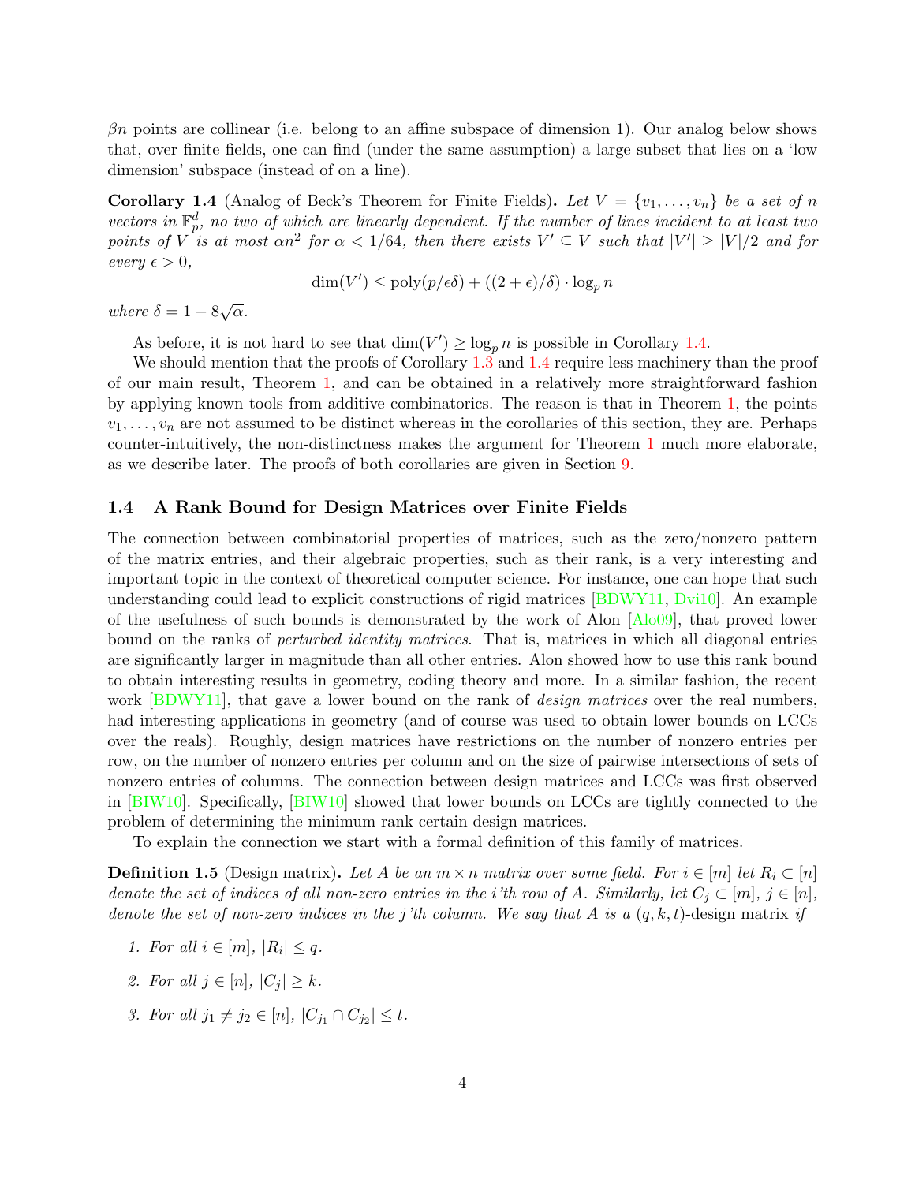$\beta n$ points are collinear (i.e. belong to an affine subspace of dimension 1). Our analog below shows that, over finite fields, one can find (under the same assumption) a large subset that lies on a 'low dimension' subspace (instead of on a line).

**Corollary 1.4** (Analog of Beck's Theorem for Finite Fields)**.** *Let $V = \{v_1, \ldots, v_n\}$ be a set of $n$ vectors in $\mathbb{F}_p^d$, no two of which are linearly dependent. If the number of lines incident to at least two points of $V$ is at most $\alpha n^2$ for $\alpha < 1/64$, then there exists $V' \subseteq V$ such that $|V'| \geq |V|/2$ and for every $\epsilon > 0$,*

$$\dim(V') \leq \mathrm{poly}(p/\epsilon\delta) + ((2+\epsilon)/\delta) \cdot \log_p n$$

*where $\delta = 1 - 8\sqrt{\alpha}$.*

As before, it is not hard to see that $\dim(V') \geq \log_p n$ is possible in Corollary 1.4.

We should mention that the proofs of Corollary 1.3 and 1.4 require less machinery than the proof of our main result, Theorem 1, and can be obtained in a relatively more straightforward fashion by applying known tools from additive combinatorics. The reason is that in Theorem 1, the points $v_1, \ldots, v_n$ are not assumed to be distinct whereas in the corollaries of this section, they are. Perhaps counter-intuitively, the non-distinctness makes the argument for Theorem 1 much more elaborate, as we describe later. The proofs of both corollaries are given in Section 9.

### 1.4 A Rank Bound for Design Matrices over Finite Fields

The connection between combinatorial properties of matrices, such as the zero/nonzero pattern of the matrix entries, and their algebraic properties, such as their rank, is a very interesting and important topic in the context of theoretical computer science. For instance, one can hope that such understanding could lead to explicit constructions of rigid matrices [BDWY11, Dvi10]. An example of the usefulness of such bounds is demonstrated by the work of Alon [Alo09], that proved lower bound on the ranks of *perturbed identity matrices*. That is, matrices in which all diagonal entries are significantly larger in magnitude than all other entries. Alon showed how to use this rank bound to obtain interesting results in geometry, coding theory and more. In a similar fashion, the recent work [BDWY11], that gave a lower bound on the rank of *design matrices* over the real numbers, had interesting applications in geometry (and of course was used to obtain lower bounds on LCCs over the reals). Roughly, design matrices have restrictions on the number of nonzero entries per row, on the number of nonzero entries per column and on the size of pairwise intersections of sets of nonzero entries of columns. The connection between design matrices and LCCs was first observed in [BIW10]. Specifically, [BIW10] showed that lower bounds on LCCs are tightly connected to the problem of determining the minimum rank certain design matrices.

To explain the connection we start with a formal definition of this family of matrices.

**Definition 1.5** (Design matrix)**.** *Let $A$ be an $m \times n$ matrix over some field. For $i \in [m]$ let $R_i \subset [n]$ denote the set of indices of all non-zero entries in the $i$'th row of $A$. Similarly, let $C_j \subset [m]$, $j \in [n]$, denote the set of non-zero indices in the $j$'th column. We say that $A$ is a $(q, k, t)$-design matrix if*

1. *For all $i \in [m]$, $|R_i| \leq q$.*
2. *For all $j \in [n]$, $|C_j| \geq k$.*
3. *For all $j_1 \neq j_2 \in [n]$, $|C_{j_1} \cap C_{j_2}| \leq t$.*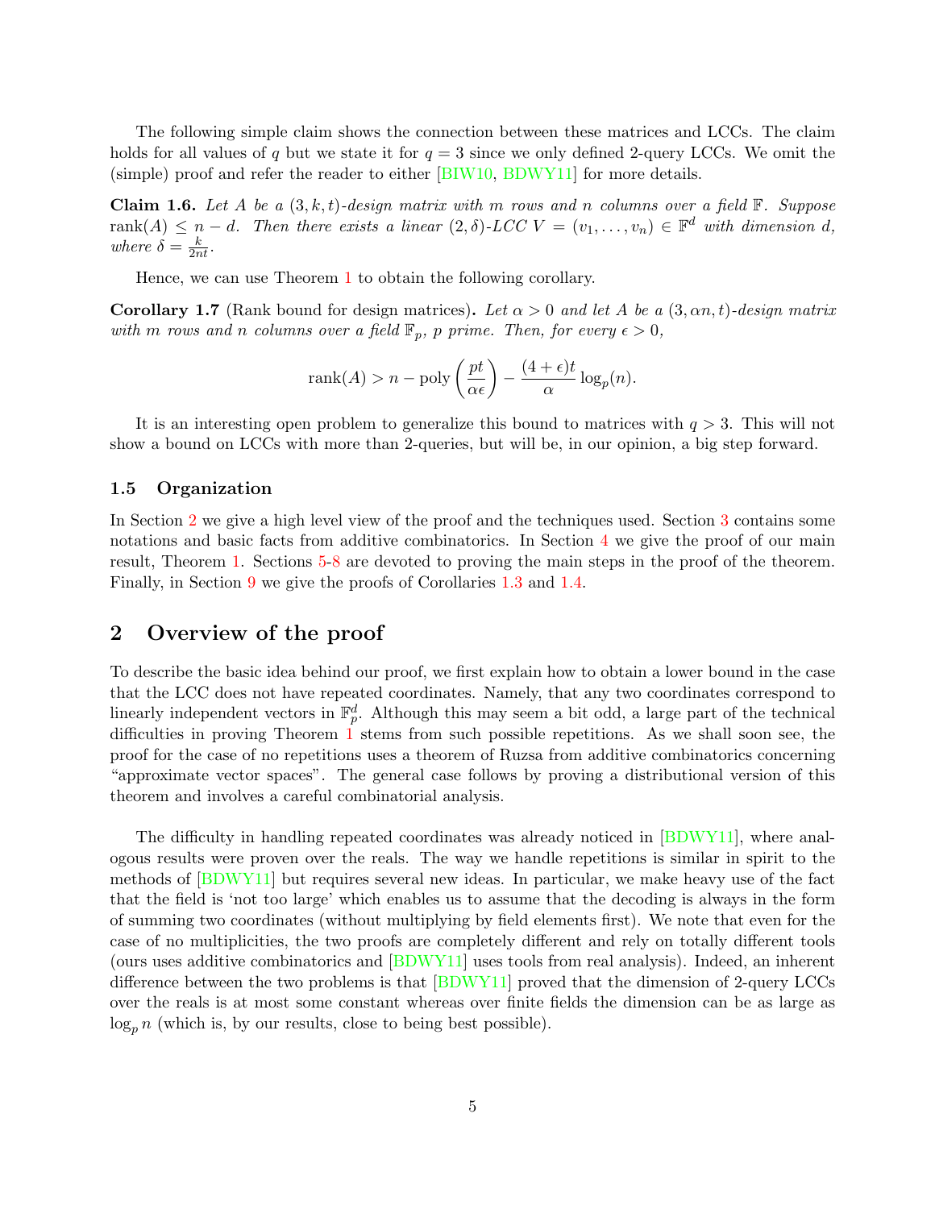The following simple claim shows the connection between these matrices and LCCs. The claim holds for all values of $q$ but we state it for $q = 3$ since we only defined 2-query LCCs. We omit the (simple) proof and refer the reader to either [BIW10, BDWY11] for more details.

**Claim 1.6.** *Let $A$ be a $(3, k, t)$-design matrix with $m$ rows and $n$ columns over a field $\mathbb{F}$. Suppose $\mathrm{rank}(A) \leq n - d$. Then there exists a linear $(2, \delta)$-LCC $V = (v_1, \ldots, v_n) \in \mathbb{F}^d$ with dimension $d$, where $\delta = \frac{k}{2nt}$.*

Hence, we can use Theorem 1 to obtain the following corollary.

**Corollary 1.7** (Rank bound for design matrices)**.** *Let $\alpha > 0$ and let $A$ be a $(3, \alpha n, t)$-design matrix with $m$ rows and $n$ columns over a field $\mathbb{F}_p$, $p$ prime. Then, for every $\epsilon > 0$,*

$$\mathrm{rank}(A) > n - \mathrm{poly}\left(\frac{pt}{\alpha\epsilon}\right) - \frac{(4+\epsilon)t}{\alpha}\log_p(n).$$

It is an interesting open problem to generalize this bound to matrices with $q > 3$. This will not show a bound on LCCs with more than 2-queries, but will be, in our opinion, a big step forward.

### 1.5 Organization

In Section 2 we give a high level view of the proof and the techniques used. Section 3 contains some notations and basic facts from additive combinatorics. In Section 4 we give the proof of our main result, Theorem 1. Sections 5-8 are devoted to proving the main steps in the proof of the theorem. Finally, in Section 9 we give the proofs of Corollaries 1.3 and 1.4.

## 2 Overview of the proof

To describe the basic idea behind our proof, we first explain how to obtain a lower bound in the case that the LCC does not have repeated coordinates. Namely, that any two coordinates correspond to linearly independent vectors in $\mathbb{F}_p^d$. Although this may seem a bit odd, a large part of the technical difficulties in proving Theorem 1 stems from such possible repetitions. As we shall soon see, the proof for the case of no repetitions uses a theorem of Ruzsa from additive combinatorics concerning "approximate vector spaces". The general case follows by proving a distributional version of this theorem and involves a careful combinatorial analysis.

The difficulty in handling repeated coordinates was already noticed in [BDWY11], where analogous results were proven over the reals. The way we handle repetitions is similar in spirit to the methods of [BDWY11] but requires several new ideas. In particular, we make heavy use of the fact that the field is 'not too large' which enables us to assume that the decoding is always in the form of summing two coordinates (without multiplying by field elements first). We note that even for the case of no multiplicities, the two proofs are completely different and rely on totally different tools (ours uses additive combinatorics and [BDWY11] uses tools from real analysis). Indeed, an inherent difference between the two problems is that [BDWY11] proved that the dimension of 2-query LCCs over the reals is at most some constant whereas over finite fields the dimension can be as large as $\log_p n$ (which is, by our results, close to being best possible).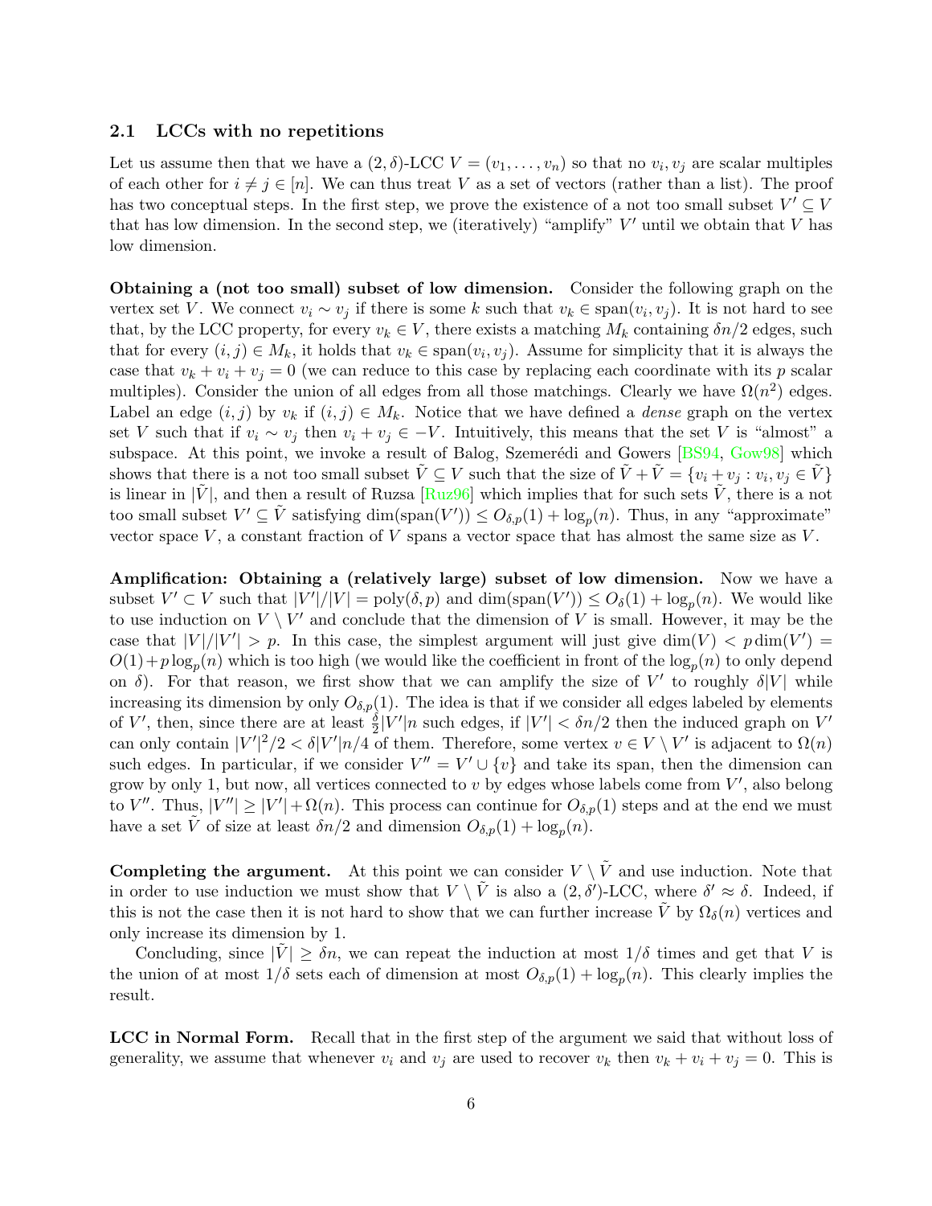### 2.1 LCCs with no repetitions

Let us assume then that we have a $(2, \delta)$-LCC $V = (v_1, \ldots, v_n)$ so that no $v_i, v_j$ are scalar multiples of each other for $i \neq j \in [n]$. We can thus treat $V$ as a set of vectors (rather than a list). The proof has two conceptual steps. In the first step, we prove the existence of a not too small subset $V' \subseteq V$ that has low dimension. In the second step, we (iteratively) "amplify" $V'$ until we obtain that $V$ has low dimension.

**Obtaining a (not too small) subset of low dimension.** Consider the following graph on the vertex set $V$. We connect $v_i \sim v_j$ if there is some $k$ such that $v_k \in \mathrm{span}(v_i, v_j)$. It is not hard to see that, by the LCC property, for every $v_k \in V$, there exists a matching $M_k$ containing $\delta n/2$ edges, such that for every $(i, j) \in M_k$, it holds that $v_k \in \mathrm{span}(v_i, v_j)$. Assume for simplicity that it is always the case that $v_k + v_i + v_j = 0$ (we can reduce to this case by replacing each coordinate with its $p$ scalar multiples). Consider the union of all edges from all those matchings. Clearly we have $\Omega(n^2)$ edges. Label an edge $(i, j)$ by $v_k$ if $(i, j) \in M_k$. Notice that we have defined a *dense* graph on the vertex set $V$ such that if $v_i \sim v_j$ then $v_i + v_j \in -V$. Intuitively, this means that the set $V$ is "almost" a subspace. At this point, we invoke a result of Balog, Szemerédi and Gowers [BS94, Gow98] which shows that there is a not too small subset $\tilde{V} \subseteq V$ such that the size of $\tilde{V} + \tilde{V} = \{v_i + v_j : v_i, v_j \in \tilde{V}\}$ is linear in $|\tilde{V}|$, and then a result of Ruzsa [Ruz96] which implies that for such sets $\tilde{V}$, there is a not too small subset $V' \subseteq \tilde{V}$ satisfying $\dim(\mathrm{span}(V')) \leq O_{\delta,p}(1) + \log_p(n)$. Thus, in any "approximate" vector space $V$, a constant fraction of $V$ spans a vector space that has almost the same size as $V$.

**Amplification: Obtaining a (relatively large) subset of low dimension.** Now we have a subset $V' \subset V$ such that $|V'|/|V| = \mathrm{poly}(\delta, p)$ and $\dim(\mathrm{span}(V')) \leq O_\delta(1) + \log_p(n)$. We would like to use induction on $V \setminus V'$ and conclude that the dimension of $V$ is small. However, it may be the case that $|V|/|V'| > p$. In this case, the simplest argument will just give $\dim(V) < p \dim(V') = O(1) + p \log_p(n)$ which is too high (we would like the coefficient in front of the $\log_p(n)$ to only depend on $\delta$). For that reason, we first show that we can amplify the size of $V'$ to roughly $\delta|V|$ while increasing its dimension by only $O_{\delta,p}(1)$. The idea is that if we consider all edges labeled by elements of $V'$, then, since there are at least $\frac{\delta}{2}|V'|n$ such edges, if $|V'| < \delta n/2$ then the induced graph on $V'$ can only contain $|V'|^2/2 < \delta|V'|n/4$ of them. Therefore, some vertex $v \in V \setminus V'$ is adjacent to $\Omega(n)$ such edges. In particular, if we consider $V'' = V' \cup \{v\}$ and take its span, then the dimension can grow by only 1, but now, all vertices connected to $v$ by edges whose labels come from $V'$, also belong to $V''$. Thus, $|V''| \geq |V'| + \Omega(n)$. This process can continue for $O_{\delta,p}(1)$ steps and at the end we must have a set $\tilde{V}$ of size at least $\delta n/2$ and dimension $O_{\delta,p}(1) + \log_p(n)$.

**Completing the argument.** At this point we can consider $V \setminus \tilde{V}$ and use induction. Note that in order to use induction we must show that $V \setminus \tilde{V}$ is also a $(2, \delta')$-LCC, where $\delta' \approx \delta$. Indeed, if this is not the case then it is not hard to show that we can further increase $\tilde{V}$ by $\Omega_\delta(n)$ vertices and only increase its dimension by 1.

Concluding, since $|\tilde{V}| \geq \delta n$, we can repeat the induction at most $1/\delta$ times and get that $V$ is the union of at most $1/\delta$ sets each of dimension at most $O_{\delta,p}(1) + \log_p(n)$. This clearly implies the result.

**LCC in Normal Form.** Recall that in the first step of the argument we said that without loss of generality, we assume that whenever $v_i$ and $v_j$ are used to recover $v_k$ then $v_k + v_i + v_j = 0$. This is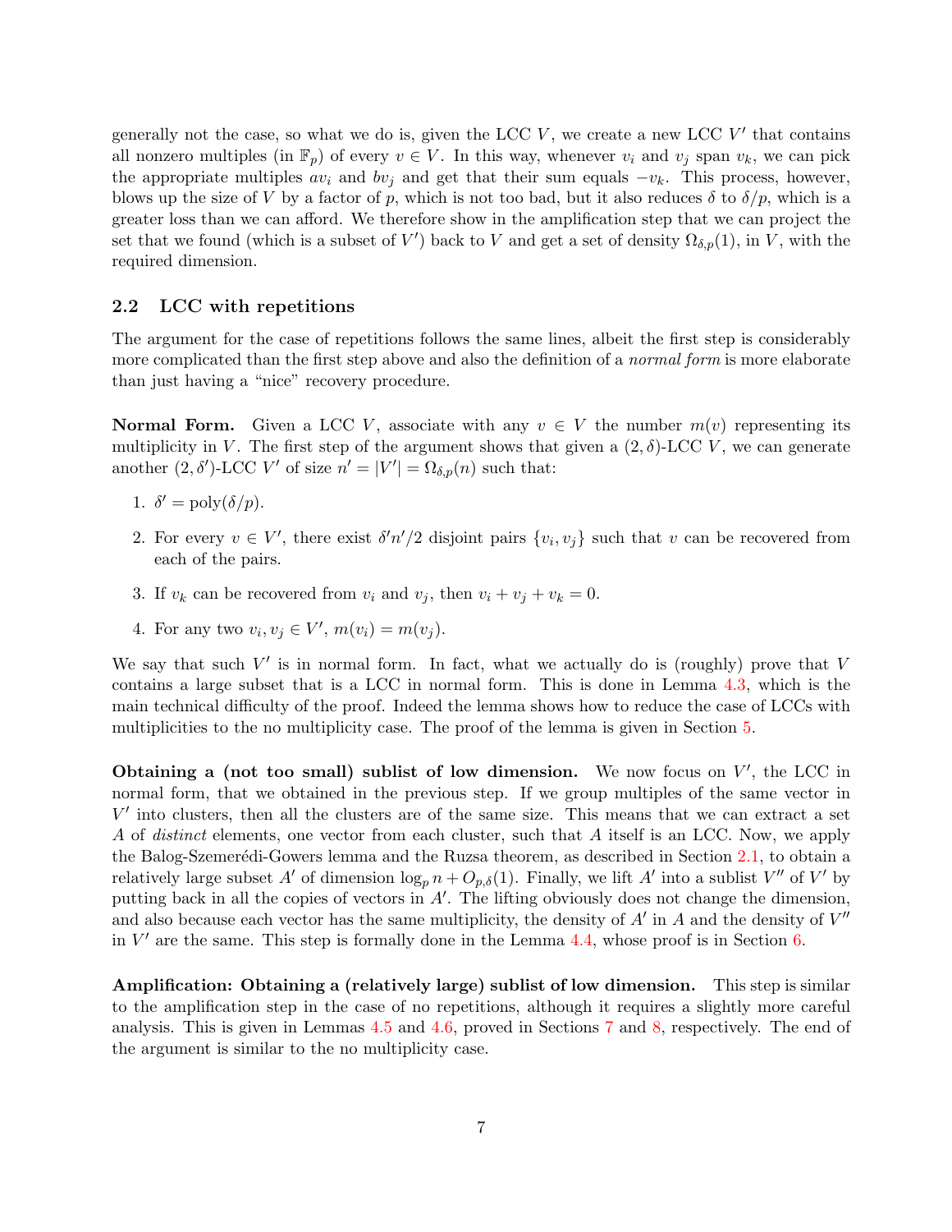generally not the case, so what we do is, given the LCC $V$, we create a new LCC $V'$ that contains all nonzero multiples (in $\mathbb{F}_p$) of every $v \in V$. In this way, whenever $v_i$ and $v_j$ span $v_k$, we can pick the appropriate multiples $av_i$ and $bv_j$ and get that their sum equals $-v_k$. This process, however, blows up the size of $V$ by a factor of $p$, which is not too bad, but it also reduces $\delta$ to $\delta/p$, which is a greater loss than we can afford. We therefore show in the amplification step that we can project the set that we found (which is a subset of $V'$) back to $V$ and get a set of density $\Omega_{\delta,p}(1)$, in $V$, with the required dimension.

## 2.2 LCC with repetitions

The argument for the case of repetitions follows the same lines, albeit the first step is considerably more complicated than the first step above and also the definition of a *normal form* is more elaborate than just having a "nice" recovery procedure.

**Normal Form.** Given a LCC $V$, associate with any $v \in V$ the number $m(v)$ representing its multiplicity in $V$. The first step of the argument shows that given a $(2, \delta)$-LCC $V$, we can generate another $(2, \delta')$-LCC $V'$ of size $n' = |V'| = \Omega_{\delta,p}(n)$ such that:

1. $\delta' = \text{poly}(\delta/p)$.
2. For every $v \in V'$, there exist $\delta' n'/2$ disjoint pairs $\{v_i, v_j\}$ such that $v$ can be recovered from each of the pairs.
3. If $v_k$ can be recovered from $v_i$ and $v_j$, then $v_i + v_j + v_k = 0$.
4. For any two $v_i, v_j \in V'$, $m(v_i) = m(v_j)$.

We say that such $V'$ is in normal form. In fact, what we actually do is (roughly) prove that $V$ contains a large subset that is a LCC in normal form. This is done in Lemma 4.3, which is the main technical difficulty of the proof. Indeed the lemma shows how to reduce the case of LCCs with multiplicities to the no multiplicity case. The proof of the lemma is given in Section 5.

**Obtaining a (not too small) sublist of low dimension.** We now focus on $V'$, the LCC in normal form, that we obtained in the previous step. If we group multiples of the same vector in $V'$ into clusters, then all the clusters are of the same size. This means that we can extract a set $A$ of *distinct* elements, one vector from each cluster, such that $A$ itself is an LCC. Now, we apply the Balog-Szemerédi-Gowers lemma and the Ruzsa theorem, as described in Section 2.1, to obtain a relatively large subset $A'$ of dimension $\log_p n + O_{p,\delta}(1)$. Finally, we lift $A'$ into a sublist $V''$ of $V'$ by putting back in all the copies of vectors in $A'$. The lifting obviously does not change the dimension, and also because each vector has the same multiplicity, the density of $A'$ in $A$ and the density of $V''$ in $V'$ are the same. This step is formally done in the Lemma 4.4, whose proof is in Section 6.

**Amplification: Obtaining a (relatively large) sublist of low dimension.** This step is similar to the amplification step in the case of no repetitions, although it requires a slightly more careful analysis. This is given in Lemmas 4.5 and 4.6, proved in Sections 7 and 8, respectively. The end of the argument is similar to the no multiplicity case.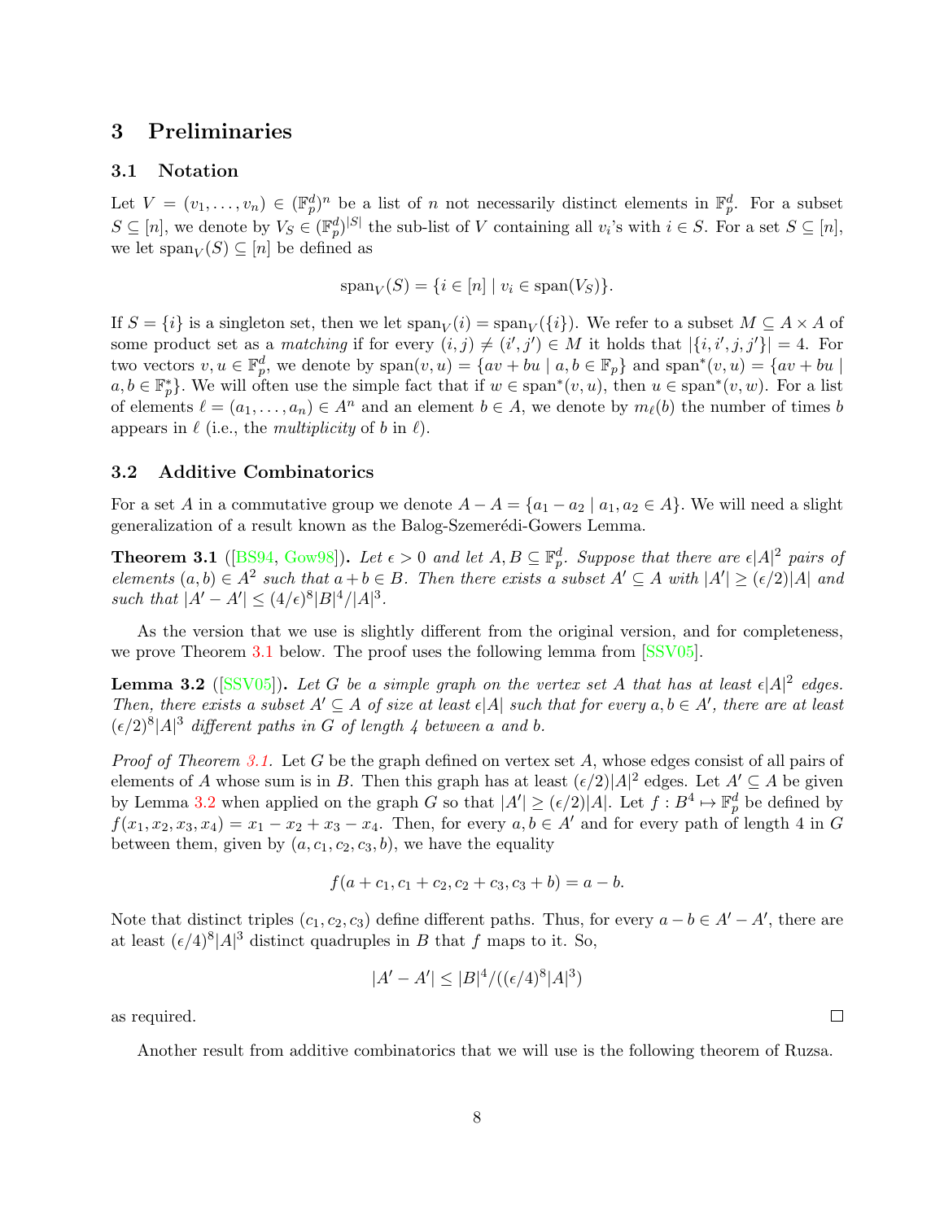## 3 Preliminaries

### 3.1 Notation

Let $V = (v_1, \ldots, v_n) \in (\mathbb{F}_p^d)^n$ be a list of $n$ not necessarily distinct elements in $\mathbb{F}_p^d$. For a subset $S \subseteq [n]$, we denote by $V_S \in (\mathbb{F}_p^d)^{|S|}$ the sub-list of $V$ containing all $v_i$'s with $i \in S$. For a set $S \subseteq [n]$, we let $\text{span}_V(S) \subseteq [n]$ be defined as

$$\text{span}_V(S) = \{i \in [n] \mid v_i \in \text{span}(V_S)\}.$$

If $S = \{i\}$ is a singleton set, then we let $\text{span}_V(i) = \text{span}_V(\{i\})$. We refer to a subset $M \subseteq A \times A$ of some product set as a *matching* if for every $(i,j) \neq (i',j') \in M$ it holds that $|\{i, i', j, j'\}| = 4$. For two vectors $v, u \in \mathbb{F}_p^d$, we denote by $\text{span}(v,u) = \{av + bu \mid a, b \in \mathbb{F}_p\}$ and $\text{span}^*(v,u) = \{av + bu \mid a, b \in \mathbb{F}_p^*\}$. We will often use the simple fact that if $w \in \text{span}^*(v,u)$, then $u \in \text{span}^*(v,w)$. For a list of elements $\ell = (a_1, \ldots, a_n) \in A^n$ and an element $b \in A$, we denote by $m_\ell(b)$ the number of times $b$ appears in $\ell$ (i.e., the *multiplicity* of $b$ in $\ell$).

### 3.2 Additive Combinatorics

For a set $A$ in a commutative group we denote $A - A = \{a_1 - a_2 \mid a_1, a_2 \in A\}$. We will need a slight generalization of a result known as the Balog-Szemerédi-Gowers Lemma.

**Theorem 3.1** ([BS94, Gow98]). *Let $\epsilon > 0$ and let $A, B \subseteq \mathbb{F}_p^d$. Suppose that there are $\epsilon|A|^2$ pairs of elements $(a,b) \in A^2$ such that $a + b \in B$. Then there exists a subset $A' \subseteq A$ with $|A'| \geq (\epsilon/2)|A|$ and such that $|A' - A'| \leq (4/\epsilon)^8 |B|^4/|A|^3$.*

As the version that we use is slightly different from the original version, and for completeness, we prove Theorem 3.1 below. The proof uses the following lemma from [SSV05].

**Lemma 3.2** ([SSV05]). *Let $G$ be a simple graph on the vertex set $A$ that has at least $\epsilon|A|^2$ edges. Then, there exists a subset $A' \subseteq A$ of size at least $\epsilon|A|$ such that for every $a, b \in A'$, there are at least $(\epsilon/2)^8|A|^3$ different paths in $G$ of length 4 between $a$ and $b$.*

*Proof of Theorem 3.1.* Let $G$ be the graph defined on vertex set $A$, whose edges consist of all pairs of elements of $A$ whose sum is in $B$. Then this graph has at least $(\epsilon/2)|A|^2$ edges. Let $A' \subseteq A$ be given by Lemma 3.2 when applied on the graph $G$ so that $|A'| \geq (\epsilon/2)|A|$. Let $f : B^4 \mapsto \mathbb{F}_p^d$ be defined by $f(x_1, x_2, x_3, x_4) = x_1 - x_2 + x_3 - x_4$. Then, for every $a, b \in A'$ and for every path of length 4 in $G$ between them, given by $(a, c_1, c_2, c_3, b)$, we have the equality

$$f(a + c_1, c_1 + c_2, c_2 + c_3, c_3 + b) = a - b.$$

Note that distinct triples $(c_1, c_2, c_3)$ define different paths. Thus, for every $a - b \in A' - A'$, there are at least $(\epsilon/4)^8|A|^3$ distinct quadruples in $B$ that $f$ maps to it. So,

$$|A' - A'| \leq |B|^4/((\epsilon/4)^8|A|^3)$$

as required. $\square$

Another result from additive combinatorics that we will use is the following theorem of Ruzsa.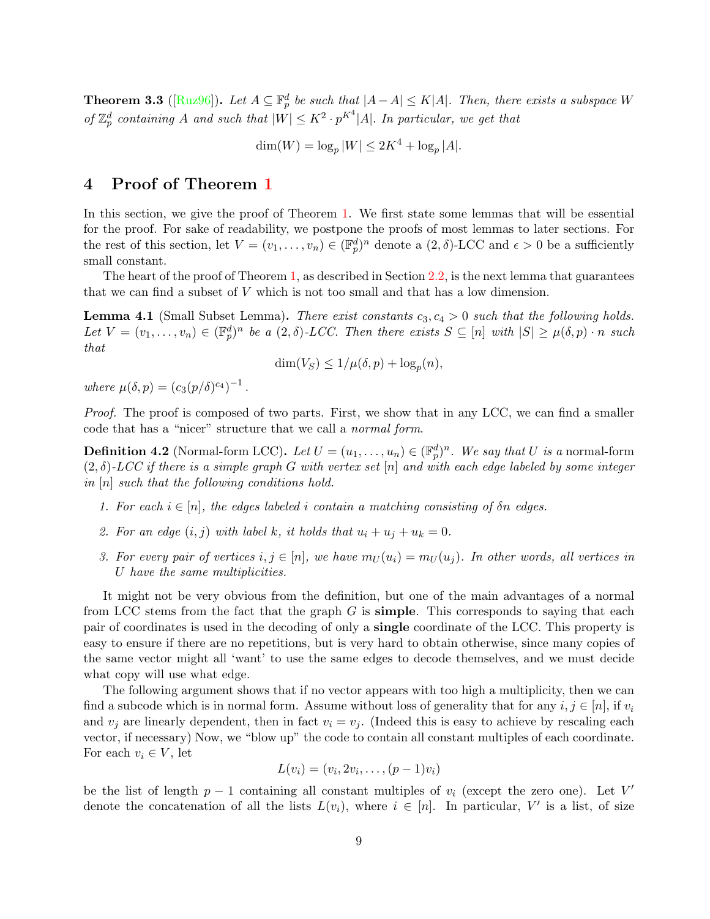**Theorem 3.3** ([Ruz96])**.** *Let $A \subseteq \mathbb{F}_p^d$ be such that $|A - A| \leq K|A|$. Then, there exists a subspace $W$ of $\mathbb{Z}_p^d$ containing $A$ and such that $|W| \leq K^2 \cdot p^{K^4}|A|$. In particular, we get that*

$$\dim(W) = \log_p |W| \leq 2K^4 + \log_p |A|.$$

# 4 Proof of Theorem 1

In this section, we give the proof of Theorem 1. We first state some lemmas that will be essential for the proof. For sake of readability, we postpone the proofs of most lemmas to later sections. For the rest of this section, let $V = (v_1, \ldots, v_n) \in (\mathbb{F}_p^d)^n$ denote a $(2,\delta)$-LCC and $\epsilon > 0$ be a sufficiently small constant.

The heart of the proof of Theorem 1, as described in Section 2.2, is the next lemma that guarantees that we can find a subset of $V$ which is not too small and that has a low dimension.

**Lemma 4.1** (Small Subset Lemma)**.** *There exist constants $c_3, c_4 > 0$ such that the following holds. Let $V = (v_1, \ldots, v_n) \in (\mathbb{F}_p^d)^n$ be a $(2,\delta)$-LCC. Then there exists $S \subseteq [n]$ with $|S| \geq \mu(\delta, p) \cdot n$ such that*

$$\dim(V_S) \leq 1/\mu(\delta, p) + \log_p(n),$$

*where $\mu(\delta, p) = (c_3(p/\delta)^{c_4})^{-1}$.*

*Proof.* The proof is composed of two parts. First, we show that in any LCC, we can find a smaller code that has a "nicer" structure that we call a *normal form*.

**Definition 4.2** (Normal-form LCC)**.** *Let $U = (u_1, \ldots, u_n) \in (\mathbb{F}_p^d)^n$. We say that $U$ is a* normal-form *$(2,\delta)$-LCC if there is a simple graph $G$ with vertex set $[n]$ and with each edge labeled by some integer in $[n]$ such that the following conditions hold.*

1. *For each $i \in [n]$, the edges labeled $i$ contain a matching consisting of $\delta n$ edges.*
2. *For an edge $(i,j)$ with label $k$, it holds that $u_i + u_j + u_k = 0$.*
3. *For every pair of vertices $i, j \in [n]$, we have $m_U(u_i) = m_U(u_j)$. In other words, all vertices in $U$ have the same multiplicities.*

It might not be very obvious from the definition, but one of the main advantages of a normal from LCC stems from the fact that the graph $G$ is **simple**. This corresponds to saying that each pair of coordinates is used in the decoding of only a **single** coordinate of the LCC. This property is easy to ensure if there are no repetitions, but is very hard to obtain otherwise, since many copies of the same vector might all 'want' to use the same edges to decode themselves, and we must decide what copy will use what edge.

The following argument shows that if no vector appears with too high a multiplicity, then we can find a subcode which is in normal form. Assume without loss of generality that for any $i, j \in [n]$, if $v_i$ and $v_j$ are linearly dependent, then in fact $v_i = v_j$. (Indeed this is easy to achieve by rescaling each vector, if necessary) Now, we "blow up" the code to contain all constant multiples of each coordinate. For each $v_i \in V$, let

$$L(v_i) = (v_i, 2v_i, \ldots, (p-1)v_i)$$

be the list of length $p-1$ containing all constant multiples of $v_i$ (except the zero one). Let $V'$ denote the concatenation of all the lists $L(v_i)$, where $i \in [n]$. In particular, $V'$ is a list, of size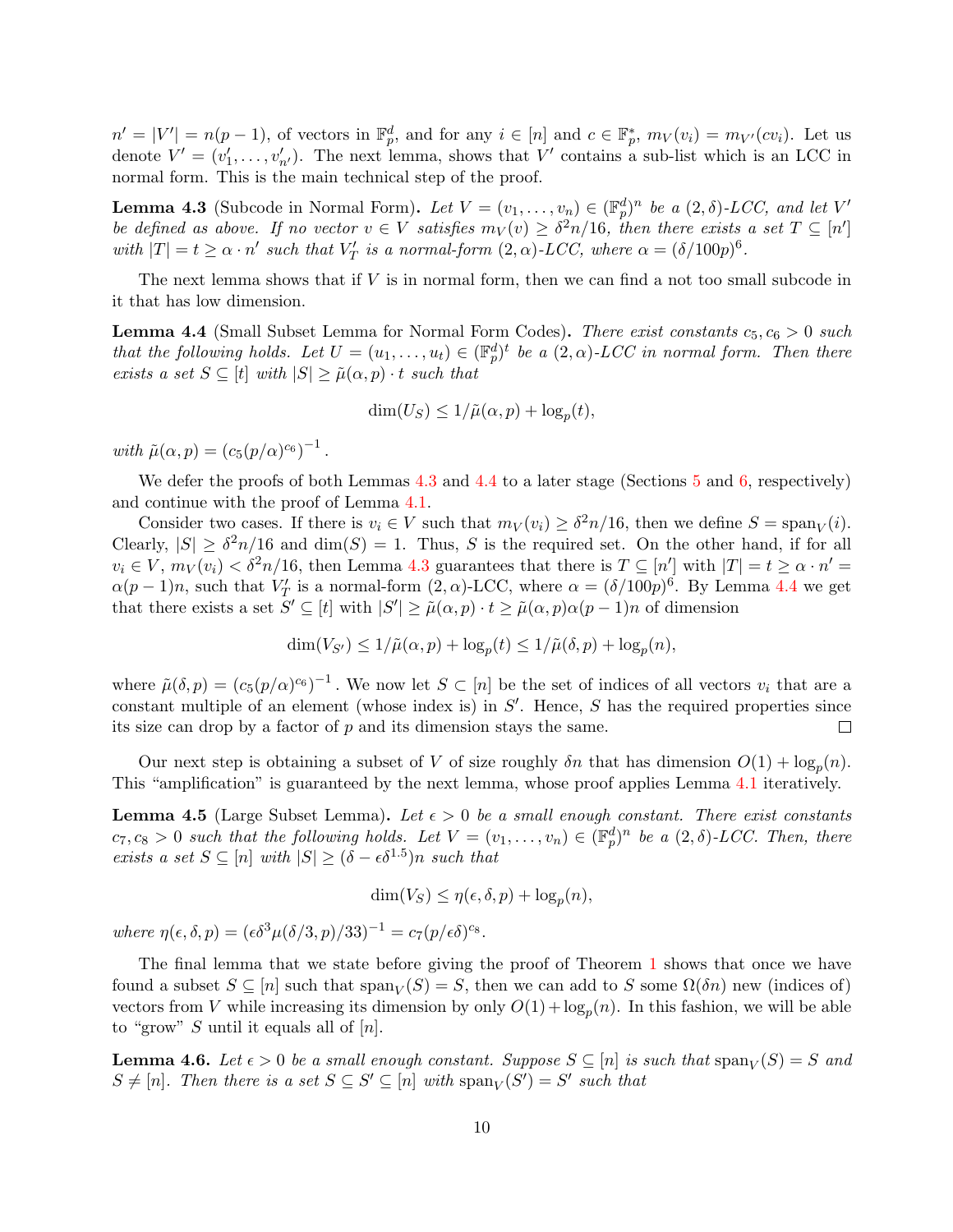$n' = |V'| = n(p-1)$, of vectors in $\mathbb{F}_p^d$, and for any $i \in [n]$ and $c \in \mathbb{F}_p^*$, $m_V(v_i) = m_{V'}(cv_i)$. Let us denote $V' = (v'_1, \ldots, v'_{n'})$. The next lemma, shows that $V'$ contains a sub-list which is an LCC in normal form. This is the main technical step of the proof.

**Lemma 4.3** (Subcode in Normal Form)**.** *Let $V = (v_1, \ldots, v_n) \in (\mathbb{F}_p^d)^n$ be a $(2, \delta)$-LCC, and let $V'$ be defined as above. If no vector $v \in V$ satisfies $m_V(v) \geq \delta^2 n/16$, then there exists a set $T \subseteq [n']$ with $|T| = t \geq \alpha \cdot n'$ such that $V'_T$ is a normal-form $(2, \alpha)$-LCC, where $\alpha = (\delta/100p)^6$.*

The next lemma shows that if $V$ is in normal form, then we can find a not too small subcode in it that has low dimension.

**Lemma 4.4** (Small Subset Lemma for Normal Form Codes)**.** *There exist constants $c_5, c_6 > 0$ such that the following holds. Let $U = (u_1, \ldots, u_t) \in (\mathbb{F}_p^d)^t$ be a $(2, \alpha)$-LCC in normal form. Then there exists a set $S \subseteq [t]$ with $|S| \geq \tilde{\mu}(\alpha, p) \cdot t$ such that*

$$\dim(U_S) \leq 1/\tilde{\mu}(\alpha, p) + \log_p(t),$$

*with $\tilde{\mu}(\alpha, p) = (c_5 (p/\alpha)^{c_6})^{-1}$.*

We defer the proofs of both Lemmas 4.3 and 4.4 to a later stage (Sections 5 and 6, respectively) and continue with the proof of Lemma 4.1.

Consider two cases. If there is $v_i \in V$ such that $m_V(v_i) \geq \delta^2 n/16$, then we define $S = \mathrm{span}_V(i)$. Clearly, $|S| \geq \delta^2 n/16$ and $\dim(S) = 1$. Thus, $S$ is the required set. On the other hand, if for all $v_i \in V$, $m_V(v_i) < \delta^2 n/16$, then Lemma 4.3 guarantees that there is $T \subseteq [n']$ with $|T| = t \geq \alpha \cdot n' = \alpha(p-1)n$, such that $V'_T$ is a normal-form $(2, \alpha)$-LCC, where $\alpha = (\delta/100p)^6$. By Lemma 4.4 we get that there exists a set $S' \subseteq [t]$ with $|S'| \geq \tilde{\mu}(\alpha, p) \cdot t \geq \tilde{\mu}(\alpha, p)\alpha(p-1)n$ of dimension

$$\dim(V_{S'}) \leq 1/\tilde{\mu}(\alpha, p) + \log_p(t) \leq 1/\tilde{\mu}(\delta, p) + \log_p(n),$$

where $\tilde{\mu}(\delta, p) = (c_5 (p/\alpha)^{c_6})^{-1}$. We now let $S \subset [n]$ be the set of indices of all vectors $v_i$ that are a constant multiple of an element (whose index is) in $S'$. Hence, $S$ has the required properties since its size can drop by a factor of $p$ and its dimension stays the same. $\square$

Our next step is obtaining a subset of $V$ of size roughly $\delta n$ that has dimension $O(1) + \log_p(n)$. This "amplification" is guaranteed by the next lemma, whose proof applies Lemma 4.1 iteratively.

**Lemma 4.5** (Large Subset Lemma)**.** *Let $\epsilon > 0$ be a small enough constant. There exist constants $c_7, c_8 > 0$ such that the following holds. Let $V = (v_1, \ldots, v_n) \in (\mathbb{F}_p^d)^n$ be a $(2, \delta)$-LCC. Then, there exists a set $S \subseteq [n]$ with $|S| \geq (\delta - \epsilon\delta^{1.5})n$ such that*

$$\dim(V_S) \leq \eta(\epsilon, \delta, p) + \log_p(n),$$

*where $\eta(\epsilon, \delta, p) = (\epsilon\delta^3 \mu(\delta/3, p)/33)^{-1} = c_7 (p/\epsilon\delta)^{c_8}$.*

The final lemma that we state before giving the proof of Theorem 1 shows that once we have found a subset $S \subseteq [n]$ such that $\mathrm{span}_V(S) = S$, then we can add to $S$ some $\Omega(\delta n)$ new (indices of) vectors from $V$ while increasing its dimension by only $O(1) + \log_p(n)$. In this fashion, we will be able to "grow" $S$ until it equals all of $[n]$.

**Lemma 4.6.** *Let $\epsilon > 0$ be a small enough constant. Suppose $S \subseteq [n]$ is such that $\mathrm{span}_V(S) = S$ and $S \neq [n]$. Then there is a set $S \subseteq S' \subseteq [n]$ with $\mathrm{span}_V(S') = S'$ such that*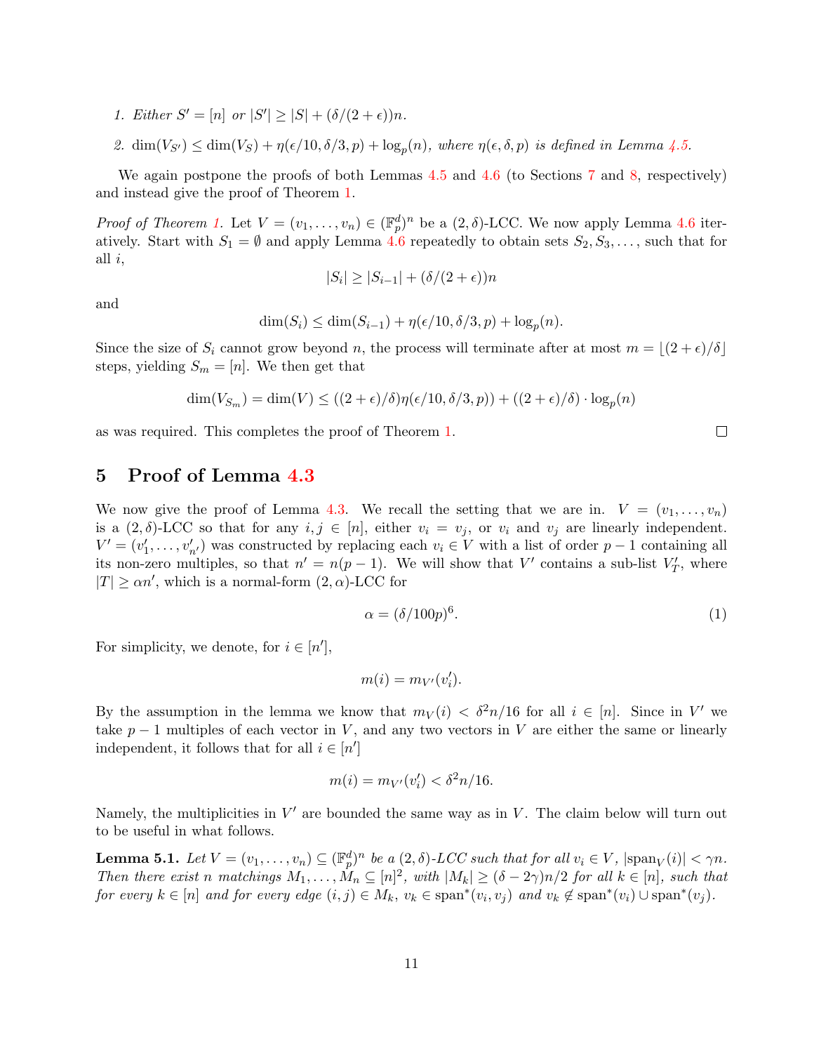1. *Either $S' = [n]$ or $|S'| \geq |S| + (\delta/(2+\epsilon))n$.*

2. $\dim(V_{S'}) \leq \dim(V_S) + \eta(\epsilon/10, \delta/3, p) + \log_p(n)$*, where $\eta(\epsilon, \delta, p)$ is defined in Lemma 4.5.*

We again postpone the proofs of both Lemmas 4.5 and 4.6 (to Sections 7 and 8, respectively) and instead give the proof of Theorem 1.

*Proof of Theorem 1.* Let $V = (v_1, \ldots, v_n) \in (\mathbb{F}_p^d)^n$ be a $(2,\delta)$-LCC. We now apply Lemma 4.6 iteratively. Start with $S_1 = \emptyset$ and apply Lemma 4.6 repeatedly to obtain sets $S_2, S_3, \ldots$, such that for all $i$,

$$|S_i| \geq |S_{i-1}| + (\delta/(2+\epsilon))n$$

and

$$\dim(S_i) \leq \dim(S_{i-1}) + \eta(\epsilon/10, \delta/3, p) + \log_p(n).$$

Since the size of $S_i$ cannot grow beyond $n$, the process will terminate after at most $m = \lfloor (2+\epsilon)/\delta \rfloor$ steps, yielding $S_m = [n]$. We then get that

$$\dim(V_{S_m}) = \dim(V) \leq ((2+\epsilon)/\delta)\eta(\epsilon/10, \delta/3, p)) + ((2+\epsilon)/\delta) \cdot \log_p(n)$$

as was required. This completes the proof of Theorem 1. $\square$

## 5 Proof of Lemma 4.3

We now give the proof of Lemma 4.3. We recall the setting that we are in. $V = (v_1, \ldots, v_n)$ is a $(2,\delta)$-LCC so that for any $i, j \in [n]$, either $v_i = v_j$, or $v_i$ and $v_j$ are linearly independent. $V' = (v'_1, \ldots, v'_{n'})$ was constructed by replacing each $v_i \in V$ with a list of order $p-1$ containing all its non-zero multiples, so that $n' = n(p-1)$. We will show that $V'$ contains a sub-list $V'_T$, where $|T| \geq \alpha n'$, which is a normal-form $(2,\alpha)$-LCC for

$$\alpha = (\delta/100p)^6. \tag{1}$$

For simplicity, we denote, for $i \in [n']$,

$$m(i) = m_{V'}(v'_i).$$

By the assumption in the lemma we know that $m_V(i) < \delta^2 n/16$ for all $i \in [n]$. Since in $V'$ we take $p-1$ multiples of each vector in $V$, and any two vectors in $V$ are either the same or linearly independent, it follows that for all $i \in [n']$

$$m(i) = m_{V'}(v'_i) < \delta^2 n/16.$$

Namely, the multiplicities in $V'$ are bounded the same way as in $V$. The claim below will turn out to be useful in what follows.

**Lemma 5.1.** *Let $V = (v_1, \ldots, v_n) \subseteq (\mathbb{F}_p^d)^n$ be a $(2,\delta)$-LCC such that for all $v_i \in V$, $|\mathrm{span}_V(i)| < \gamma n$. Then there exist $n$ matchings $M_1, \ldots, M_n \subseteq [n]^2$, with $|M_k| \geq (\delta - 2\gamma)n/2$ for all $k \in [n]$, such that for every $k \in [n]$ and for every edge $(i,j) \in M_k$, $v_k \in \mathrm{span}^*(v_i, v_j)$ and $v_k \notin \mathrm{span}^*(v_i) \cup \mathrm{span}^*(v_j)$.*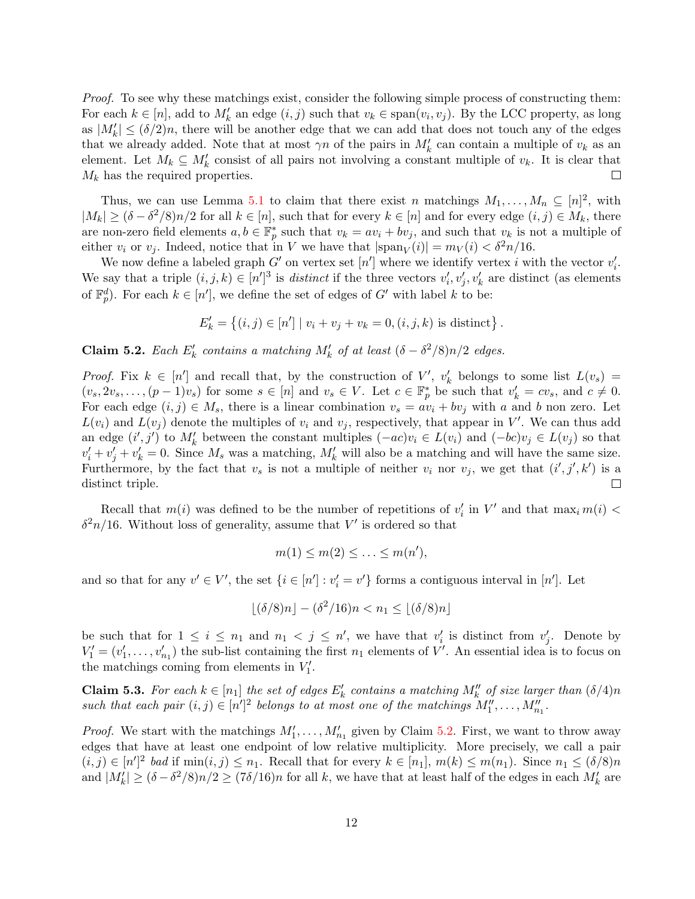*Proof.* To see why these matchings exist, consider the following simple process of constructing them: For each $k \in [n]$, add to $M'_k$ an edge $(i,j)$ such that $v_k \in \mathrm{span}(v_i, v_j)$. By the LCC property, as long as $|M'_k| \leq (\delta/2)n$, there will be another edge that we can add that does not touch any of the edges that we already added. Note that at most $\gamma n$ of the pairs in $M'_k$ can contain a multiple of $v_k$ as an element. Let $M_k \subseteq M'_k$ consist of all pairs not involving a constant multiple of $v_k$. It is clear that $M_k$ has the required properties. ◻

Thus, we can use Lemma 5.1 to claim that there exist $n$ matchings $M_1, \ldots, M_n \subseteq [n]^2$, with $|M_k| \geq (\delta - \delta^2/8)n/2$ for all $k \in [n]$, such that for every $k \in [n]$ and for every edge $(i,j) \in M_k$, there are non-zero field elements $a, b \in \mathbb{F}_p^*$ such that $v_k = av_i + bv_j$, and such that $v_k$ is not a multiple of either $v_i$ or $v_j$. Indeed, notice that in $V$ we have that $|\mathrm{span}_V(i)| = m_V(i) < \delta^2 n/16$.

We now define a labeled graph $G'$ on vertex set $[n']$ where we identify vertex $i$ with the vector $v'_i$. We say that a triple $(i,j,k) \in [n']^3$ is *distinct* if the three vectors $v'_i, v'_j, v'_k$ are distinct (as elements of $\mathbb{F}_p^d$). For each $k \in [n']$, we define the set of edges of $G'$ with label $k$ to be:

$$E'_k = \left\{(i,j) \in [n'] \mid v_i + v_j + v_k = 0, (i,j,k) \text{ is distinct}\right\}.$$

**Claim 5.2.** *Each $E'_k$ contains a matching $M'_k$ of at least $(\delta - \delta^2/8)n/2$ edges.*

*Proof.* Fix $k \in [n']$ and recall that, by the construction of $V'$, $v'_k$ belongs to some list $L(v_s) = (v_s, 2v_s, \ldots, (p-1)v_s)$ for some $s \in [n]$ and $v_s \in V$. Let $c \in \mathbb{F}_p^*$ be such that $v'_k = cv_s$, and $c \neq 0$. For each edge $(i,j) \in M_s$, there is a linear combination $v_s = av_i + bv_j$ with $a$ and $b$ non zero. Let $L(v_i)$ and $L(v_j)$ denote the multiples of $v_i$ and $v_j$, respectively, that appear in $V'$. We can thus add an edge $(i',j')$ to $M'_k$ between the constant multiples $(-ac)v_i \in L(v_i)$ and $(-bc)v_j \in L(v_j)$ so that $v'_i + v'_j + v'_k = 0$. Since $M_s$ was a matching, $M'_k$ will also be a matching and will have the same size. Furthermore, by the fact that $v_s$ is not a multiple of neither $v_i$ nor $v_j$, we get that $(i',j',k')$ is a distinct triple. ◻

Recall that $m(i)$ was defined to be the number of repetitions of $v'_i$ in $V'$ and that $\max_i m(i) < \delta^2 n/16$. Without loss of generality, assume that $V'$ is ordered so that

$$m(1) \leq m(2) \leq \ldots \leq m(n'),$$

and so that for any $v' \in V'$, the set $\{i \in [n'] : v'_i = v'\}$ forms a contiguous interval in $[n']$. Let

$$\lfloor(\delta/8)n\rfloor - (\delta^2/16)n < n_1 \leq \lfloor(\delta/8)n\rfloor$$

be such that for $1 \leq i \leq n_1$ and $n_1 < j \leq n'$, we have that $v'_i$ is distinct from $v'_j$. Denote by $V'_1 = (v'_1, \ldots, v'_{n_1})$ the sub-list containing the first $n_1$ elements of $V'$. An essential idea is to focus on the matchings coming from elements in $V'_1$.

**Claim 5.3.** *For each $k \in [n_1]$ the set of edges $E'_k$ contains a matching $M''_k$ of size larger than $(\delta/4)n$ such that each pair $(i,j) \in [n']^2$ belongs to at most one of the matchings $M''_1, \ldots, M''_{n_1}$.*

*Proof.* We start with the matchings $M'_1, \ldots, M'_{n_1}$ given by Claim 5.2. First, we want to throw away edges that have at least one endpoint of low relative multiplicity. More precisely, we call a pair $(i,j) \in [n']^2$ *bad* if $\min(i,j) \leq n_1$. Recall that for every $k \in [n_1]$, $m(k) \leq m(n_1)$. Since $n_1 \leq (\delta/8)n$ and $|M'_k| \geq (\delta - \delta^2/8)n/2 \geq (7\delta/16)n$ for all $k$, we have that at least half of the edges in each $M'_k$ are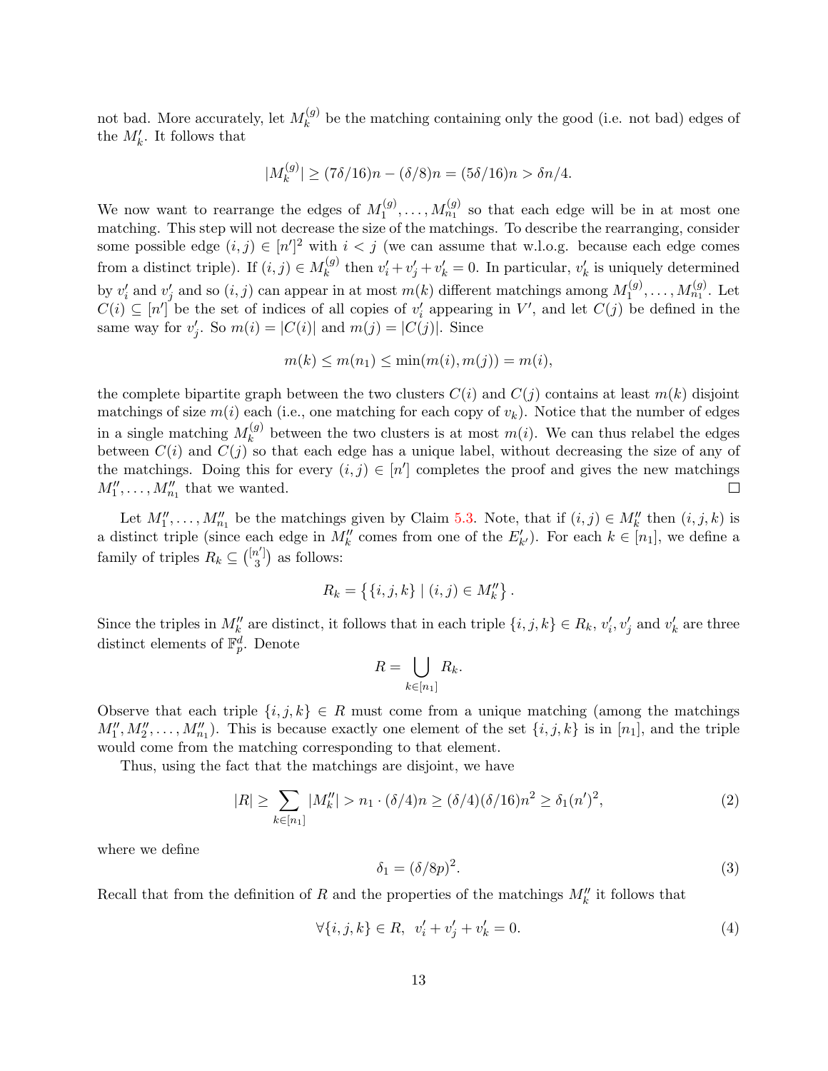not bad. More accurately, let $M_k^{(g)}$ be the matching containing only the good (i.e. not bad) edges of the $M_k'$. It follows that

$$|M_k^{(g)}| \geq (7\delta/16)n - (\delta/8)n = (5\delta/16)n > \delta n/4.$$

We now want to rearrange the edges of $M_1^{(g)}, \ldots, M_{n_1}^{(g)}$ so that each edge will be in at most one matching. This step will not decrease the size of the matchings. To describe the rearranging, consider some possible edge $(i,j) \in [n']^2$ with $i < j$ (we can assume that w.l.o.g. because each edge comes from a distinct triple). If $(i,j) \in M_k^{(g)}$ then $v_i' + v_j' + v_k' = 0$. In particular, $v_k'$ is uniquely determined by $v_i'$ and $v_j'$ and so $(i,j)$ can appear in at most $m(k)$ different matchings among $M_1^{(g)}, \ldots, M_{n_1}^{(g)}$. Let $C(i) \subseteq [n']$ be the set of indices of all copies of $v_i'$ appearing in $V'$, and let $C(j)$ be defined in the same way for $v_j'$. So $m(i) = |C(i)|$ and $m(j) = |C(j)|$. Since

$$m(k) \leq m(n_1) \leq \min(m(i), m(j)) = m(i),$$

the complete bipartite graph between the two clusters $C(i)$ and $C(j)$ contains at least $m(k)$ disjoint matchings of size $m(i)$ each (i.e., one matching for each copy of $v_k$). Notice that the number of edges in a single matching $M_k^{(g)}$ between the two clusters is at most $m(i)$. We can thus relabel the edges between $C(i)$ and $C(j)$ so that each edge has a unique label, without decreasing the size of any of the matchings. Doing this for every $(i,j) \in [n']$ completes the proof and gives the new matchings $M_1'', \ldots, M_{n_1}''$ that we wanted. □

Let $M_1'', \ldots, M_{n_1}''$ be the matchings given by Claim 5.3. Note, that if $(i,j) \in M_k''$ then $(i,j,k)$ is a distinct triple (since each edge in $M_k''$ comes from one of the $E_{k'}'$). For each $k \in [n_1]$, we define a family of triples $R_k \subseteq \binom{[n']}{3}$ as follows:

$$R_k = \left\{ \{i,j,k\} \mid (i,j) \in M_k'' \right\}.$$

Since the triples in $M_k''$ are distinct, it follows that in each triple $\{i,j,k\} \in R_k$, $v_i'$, $v_j'$ and $v_k'$ are three distinct elements of $\mathbb{F}_p^d$. Denote

$$R = \bigcup_{k \in [n_1]} R_k.$$

Observe that each triple $\{i,j,k\} \in R$ must come from a unique matching (among the matchings $M_1'', M_2'', \ldots, M_{n_1}''$). This is because exactly one element of the set $\{i,j,k\}$ is in $[n_1]$, and the triple would come from the matching corresponding to that element.

Thus, using the fact that the matchings are disjoint, we have

$$|R| \geq \sum_{k \in [n_1]} |M_k''| > n_1 \cdot (\delta/4)n \geq (\delta/4)(\delta/16)n^2 \geq \delta_1 (n')^2, \tag{2}$$

where we define

$$\delta_1 = (\delta/8p)^2. \tag{3}$$

Recall that from the definition of $R$ and the properties of the matchings $M_k''$ it follows that

$$\forall \{i,j,k\} \in R, \;\; v_i' + v_j' + v_k' = 0. \tag{4}$$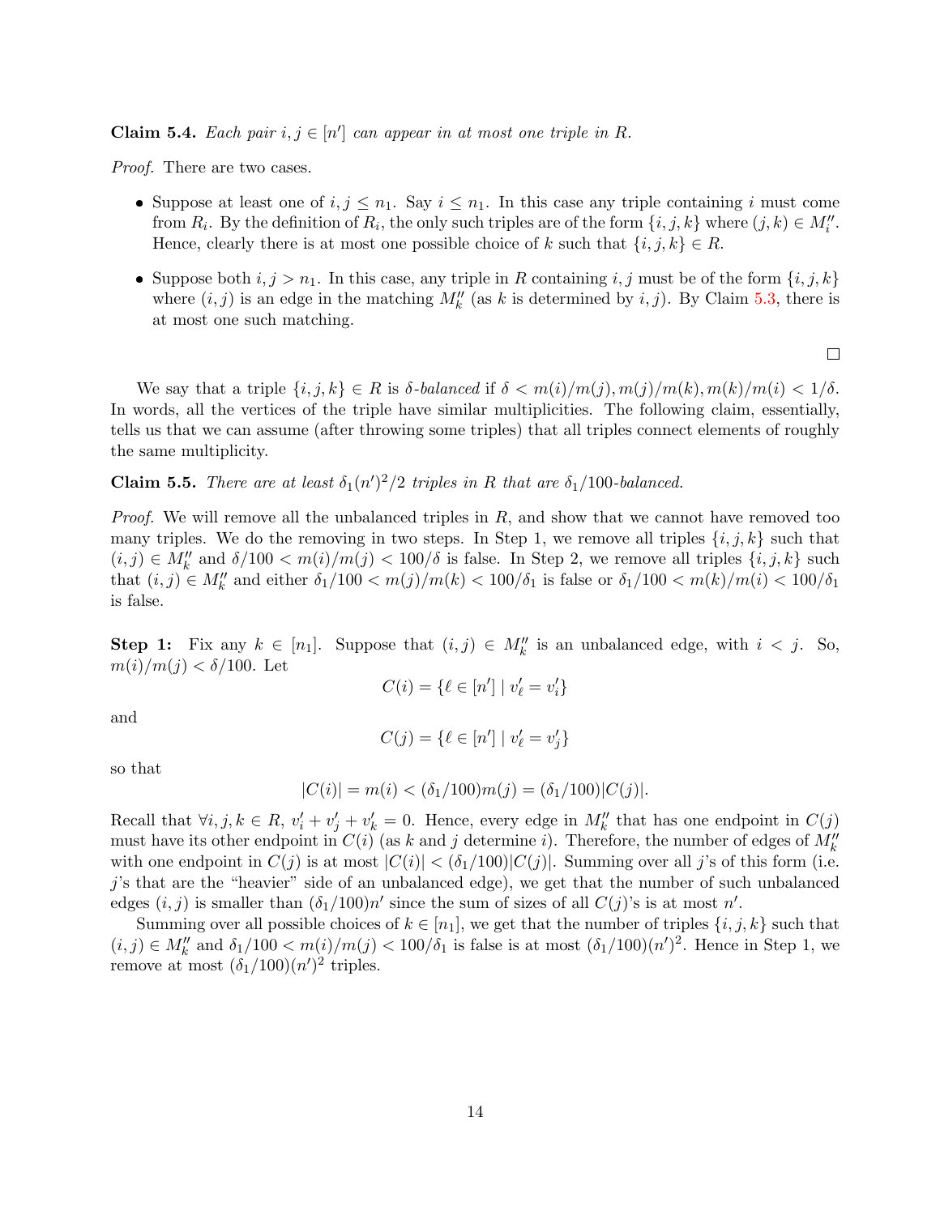**Claim 5.4.** *Each pair $i, j \in [n']$ can appear in at most one triple in $R$.*

*Proof.* There are two cases.

- Suppose at least one of $i, j \leq n_1$. Say $i \leq n_1$. In this case any triple containing $i$ must come from $R_i$. By the definition of $R_i$, the only such triples are of the form $\{i, j, k\}$ where $(j, k) \in M_i''$. Hence, clearly there is at most one possible choice of $k$ such that $\{i, j, k\} \in R$.
- Suppose both $i, j > n_1$. In this case, any triple in $R$ containing $i, j$ must be of the form $\{i, j, k\}$ where $(i, j)$ is an edge in the matching $M_k''$ (as $k$ is determined by $i, j$). By Claim 5.3, there is at most one such matching.

□

We say that a triple $\{i, j, k\} \in R$ is *$\delta$-balanced* if $\delta < m(i)/m(j), m(j)/m(k), m(k)/m(i) < 1/\delta$. In words, all the vertices of the triple have similar multiplicities. The following claim, essentially, tells us that we can assume (after throwing some triples) that all triples connect elements of roughly the same multiplicity.

**Claim 5.5.** *There are at least $\delta_1(n')^2/2$ triples in $R$ that are $\delta_1/100$-balanced.*

*Proof.* We will remove all the unbalanced triples in $R$, and show that we cannot have removed too many triples. We do the removing in two steps. In Step 1, we remove all triples $\{i, j, k\}$ such that $(i, j) \in M_k''$ and $\delta/100 < m(i)/m(j) < 100/\delta$ is false. In Step 2, we remove all triples $\{i, j, k\}$ such that $(i, j) \in M_k''$ and either $\delta_1/100 < m(j)/m(k) < 100/\delta_1$ is false or $\delta_1/100 < m(k)/m(i) < 100/\delta_1$ is false.

**Step 1:** Fix any $k \in [n_1]$. Suppose that $(i, j) \in M_k''$ is an unbalanced edge, with $i < j$. So, $m(i)/m(j) < \delta/100$. Let

$$C(i) = \{\ell \in [n'] \mid v_\ell' = v_i'\}$$

and

$$C(j) = \{\ell \in [n'] \mid v_\ell' = v_j'\}$$

so that

$$|C(i)| = m(i) < (\delta_1/100)m(j) = (\delta_1/100)|C(j)|.$$

Recall that $\forall i, j, k \in R$, $v_i' + v_j' + v_k' = 0$. Hence, every edge in $M_k''$ that has one endpoint in $C(j)$ must have its other endpoint in $C(i)$ (as $k$ and $j$ determine $i$). Therefore, the number of edges of $M_k''$ with one endpoint in $C(j)$ is at most $|C(i)| < (\delta_1/100)|C(j)|$. Summing over all $j$'s of this form (i.e. $j$'s that are the "heavier" side of an unbalanced edge), we get that the number of such unbalanced edges $(i, j)$ is smaller than $(\delta_1/100)n'$ since the sum of sizes of all $C(j)$'s is at most $n'$.

Summing over all possible choices of $k \in [n_1]$, we get that the number of triples $\{i, j, k\}$ such that $(i, j) \in M_k''$ and $\delta_1/100 < m(i)/m(j) < 100/\delta_1$ is false is at most $(\delta_1/100)(n')^2$. Hence in Step 1, we remove at most $(\delta_1/100)(n')^2$ triples.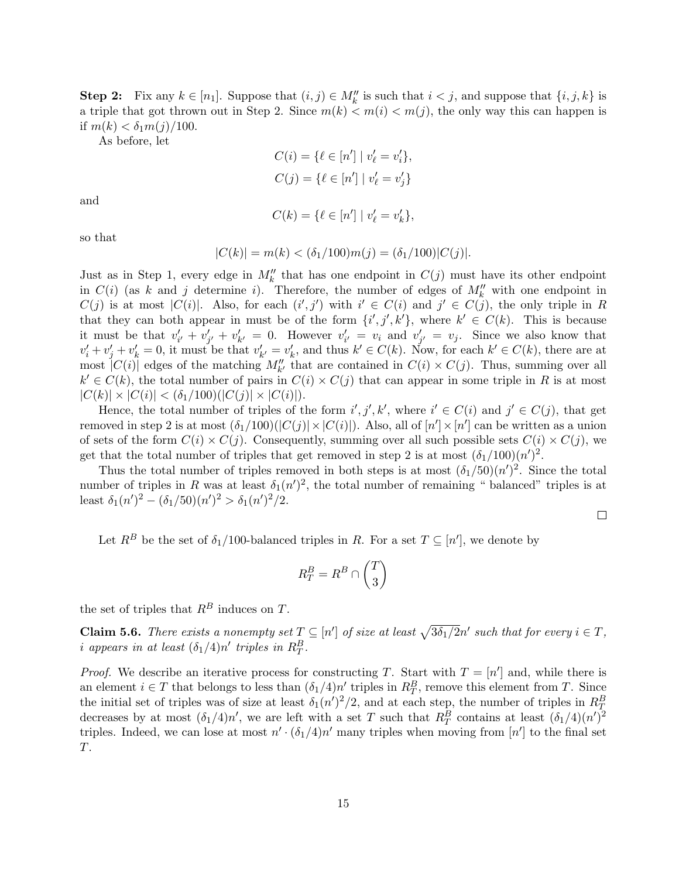**Step 2:** Fix any $k \in [n_1]$. Suppose that $(i,j) \in M''_k$ is such that $i < j$, and suppose that $\{i,j,k\}$ is a triple that got thrown out in Step 2. Since $m(k) < m(i) < m(j)$, the only way this can happen is if $m(k) < \delta_1 m(j)/100$.

As before, let

$$C(i) = \{\ell \in [n'] \mid v'_\ell = v'_i\},$$

$$C(j) = \{\ell \in [n'] \mid v'_\ell = v'_j\}$$

and

$$C(k) = \{\ell \in [n'] \mid v'_\ell = v'_k\},$$

so that

$$|C(k)| = m(k) < (\delta_1/100)m(j) = (\delta_1/100)|C(j)|.$$

Just as in Step 1, every edge in $M''_k$ that has one endpoint in $C(j)$ must have its other endpoint in $C(i)$ (as $k$ and $j$ determine $i$). Therefore, the number of edges of $M''_k$ with one endpoint in $C(j)$ is at most $|C(i)|$. Also, for each $(i',j')$ with $i' \in C(i)$ and $j' \in C(j)$, the only triple in $R$ that they can both appear in must be of the form $\{i',j',k'\}$, where $k' \in C(k)$. This is because it must be that $v'_{i'} + v'_{j'} + v'_{k'} = 0$. However $v'_{i'} = v_i$ and $v'_{j'} = v_j$. Since we also know that $v'_i + v'_j + v'_k = 0$, it must be that $v'_{k'} = v'_k$, and thus $k' \in C(k)$. Now, for each $k' \in C(k)$, there are at most $|C(i)|$ edges of the matching $M''_{k'}$ that are contained in $C(i) \times C(j)$. Thus, summing over all $k' \in C(k)$, the total number of pairs in $C(i) \times C(j)$ that can appear in some triple in $R$ is at most $|C(k)| \times |C(i)| < (\delta_1/100)(|C(j)| \times |C(i)|)$.

Hence, the total number of triples of the form $i',j',k'$, where $i' \in C(i)$ and $j' \in C(j)$, that get removed in step 2 is at most $(\delta_1/100)(|C(j)| \times |C(i)|)$. Also, all of $[n'] \times [n']$ can be written as a union of sets of the form $C(i) \times C(j)$. Consequently, summing over all such possible sets $C(i) \times C(j)$, we get that the total number of triples that get removed in step 2 is at most $(\delta_1/100)(n')^2$.

Thus the total number of triples removed in both steps is at most $(\delta_1/50)(n')^2$. Since the total number of triples in $R$ was at least $\delta_1(n')^2$, the total number of remaining " balanced" triples is at least $\delta_1(n')^2 - (\delta_1/50)(n')^2 > \delta_1(n')^2/2$.

∎

Let $R^B$ be the set of $\delta_1/100$-balanced triples in $R$. For a set $T \subseteq [n']$, we denote by

$$R^B_T = R^B \cap \binom{T}{3}$$

the set of triples that $R^B$ induces on $T$.

**Claim 5.6.** *There exists a nonempty set $T \subseteq [n']$ of size at least $\sqrt{3\delta_1/2}n'$ such that for every $i \in T$, $i$ appears in at least $(\delta_1/4)n'$ triples in $R^B_T$.*

*Proof.* We describe an iterative process for constructing $T$. Start with $T = [n']$ and, while there is an element $i \in T$ that belongs to less than $(\delta_1/4)n'$ triples in $R^B_T$, remove this element from $T$. Since the initial set of triples was of size at least $\delta_1(n')^2/2$, and at each step, the number of triples in $R^B_T$ decreases by at most $(\delta_1/4)n'$, we are left with a set $T$ such that $R^B_T$ contains at least $(\delta_1/4)(n')^2$ triples. Indeed, we can lose at most $n' \cdot (\delta_1/4)n'$ many triples when moving from $[n']$ to the final set $T$.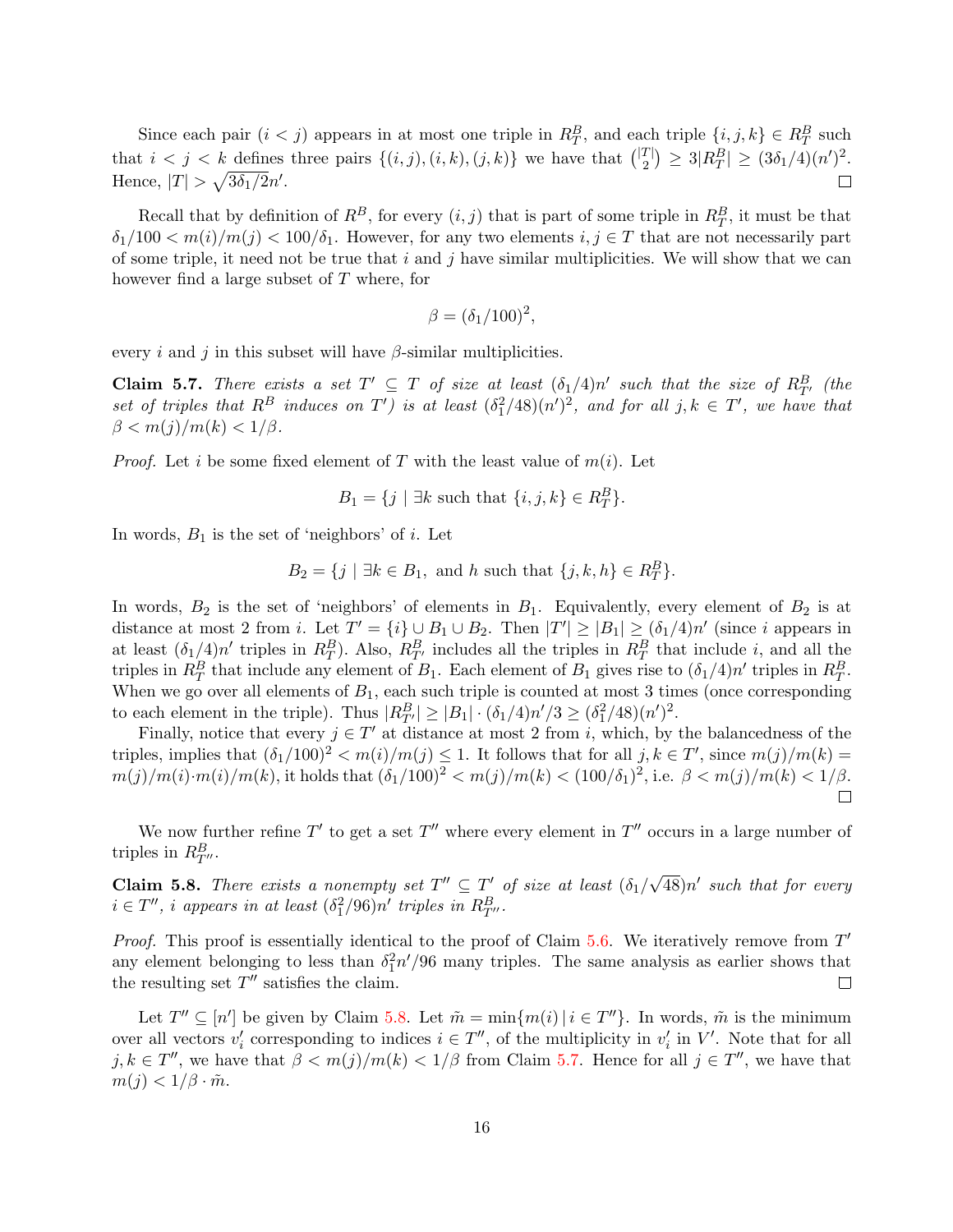Since each pair $(i < j)$ appears in at most one triple in $R^B_T$, and each triple $\{i, j, k\} \in R^B_T$ such that $i < j < k$ defines three pairs $\{(i, j), (i, k), (j, k)\}$ we have that $\binom{|T|}{2} \geq 3|R^B_T| \geq (3\delta_1/4)(n')^2$. Hence, $|T| > \sqrt{3\delta_1/2}n'$. ◻

Recall that by definition of $R^B$, for every $(i, j)$ that is part of some triple in $R^B_T$, it must be that $\delta_1/100 < m(i)/m(j) < 100/\delta_1$. However, for any two elements $i, j \in T$ that are not necessarily part of some triple, it need not be true that $i$ and $j$ have similar multiplicities. We will show that we can however find a large subset of $T$ where, for

$$\beta = (\delta_1/100)^2,$$

every $i$ and $j$ in this subset will have $\beta$-similar multiplicities.

**Claim 5.7.** *There exists a set $T' \subseteq T$ of size at least $(\delta_1/4)n'$ such that the size of $R^B_{T'}$ (the set of triples that $R^B$ induces on $T'$) is at least $(\delta_1^2/48)(n')^2$, and for all $j, k \in T'$, we have that $\beta < m(j)/m(k) < 1/\beta$.*

*Proof.* Let $i$ be some fixed element of $T$ with the least value of $m(i)$. Let

$$B_1 = \{j \mid \exists k \text{ such that } \{i, j, k\} \in R^B_T\}.$$

In words, $B_1$ is the set of 'neighbors' of $i$. Let

$$B_2 = \{j \mid \exists k \in B_1, \text{ and } h \text{ such that } \{j, k, h\} \in R^B_T\}.$$

In words, $B_2$ is the set of 'neighbors' of elements in $B_1$. Equivalently, every element of $B_2$ is at distance at most 2 from $i$. Let $T' = \{i\} \cup B_1 \cup B_2$. Then $|T'| \geq |B_1| \geq (\delta_1/4)n'$ (since $i$ appears in at least $(\delta_1/4)n'$ triples in $R^B_T$). Also, $R^B_{T'}$ includes all the triples in $R^B_T$ that include $i$, and all the triples in $R^B_T$ that include any element of $B_1$. Each element of $B_1$ gives rise to $(\delta_1/4)n'$ triples in $R^B_T$. When we go over all elements of $B_1$, each such triple is counted at most 3 times (once corresponding to each element in the triple). Thus $|R^B_{T'}| \geq |B_1| \cdot (\delta_1/4)n'/3 \geq (\delta_1^2/48)(n')^2$.

Finally, notice that every $j \in T'$ at distance at most 2 from $i$, which, by the balancedness of the triples, implies that $(\delta_1/100)^2 < m(i)/m(j) \leq 1$. It follows that for all $j, k \in T'$, since $m(j)/m(k) = m(j)/m(i) \cdot m(i)/m(k)$, it holds that $(\delta_1/100)^2 < m(j)/m(k) < (100/\delta_1)^2$, i.e. $\beta < m(j)/m(k) < 1/\beta$. ◻

We now further refine $T'$ to get a set $T''$ where every element in $T''$ occurs in a large number of triples in $R^B_{T''}$.

**Claim 5.8.** *There exists a nonempty set $T'' \subseteq T'$ of size at least $(\delta_1/\sqrt{48})n'$ such that for every $i \in T''$, $i$ appears in at least $(\delta_1^2/96)n'$ triples in $R^B_{T''}$.*

*Proof.* This proof is essentially identical to the proof of Claim 5.6. We iteratively remove from $T'$ any element belonging to less than $\delta_1^2 n'/96$ many triples. The same analysis as earlier shows that the resulting set $T''$ satisfies the claim. ◻

Let $T'' \subseteq [n']$ be given by Claim 5.8. Let $\tilde{m} = \min\{m(i) \mid i \in T''\}$. In words, $\tilde{m}$ is the minimum over all vectors $v'_i$ corresponding to indices $i \in T''$, of the multiplicity in $v'_i$ in $V'$. Note that for all $j, k \in T''$, we have that $\beta < m(j)/m(k) < 1/\beta$ from Claim 5.7. Hence for all $j \in T''$, we have that $m(j) < 1/\beta \cdot \tilde{m}$.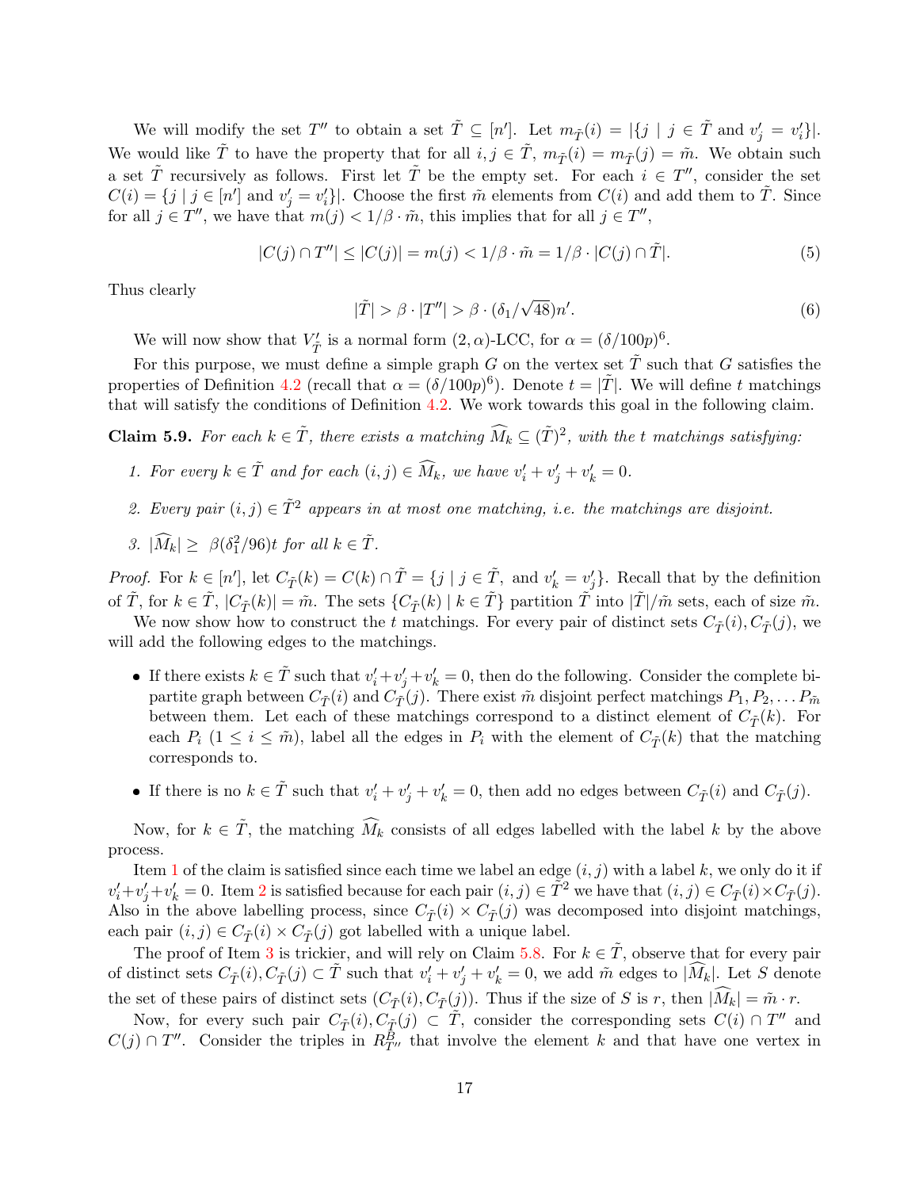We will modify the set $T''$ to obtain a set $\tilde{T} \subseteq [n']$. Let $m_{\tilde{T}}(i) = |\{j \mid j \in \tilde{T} \text{ and } v'_j = v'_i\}|$. We would like $\tilde{T}$ to have the property that for all $i, j \in \tilde{T}$, $m_{\tilde{T}}(i) = m_{\tilde{T}}(j) = \tilde{m}$. We obtain such a set $\tilde{T}$ recursively as follows. First let $\tilde{T}$ be the empty set. For each $i \in T''$, consider the set $C(i) = \{j \mid j \in [n'] \text{ and } v'_j = v'_i\}|$. Choose the first $\tilde{m}$ elements from $C(i)$ and add them to $\tilde{T}$. Since for all $j \in T''$, we have that $m(j) < 1/\beta \cdot \tilde{m}$, this implies that for all $j \in T''$,

$$|C(j) \cap T''| \leq |C(j)| = m(j) < 1/\beta \cdot \tilde{m} = 1/\beta \cdot |C(j) \cap \tilde{T}|. \tag{5}$$

Thus clearly

$$|\tilde{T}| > \beta \cdot |T''| > \beta \cdot (\delta_1/\sqrt{48})n'. \tag{6}$$

We will now show that $V'_{\tilde{T}}$ is a normal form $(2, \alpha)$-LCC, for $\alpha = (\delta/100p)^6$.

For this purpose, we must define a simple graph $G$ on the vertex set $\tilde{T}$ such that $G$ satisfies the properties of Definition 4.2 (recall that $\alpha = (\delta/100p)^6$). Denote $t = |\tilde{T}|$. We will define $t$ matchings that will satisfy the conditions of Definition 4.2. We work towards this goal in the following claim.

**Claim 5.9.** *For each $k \in \tilde{T}$, there exists a matching $\widehat{M}_k \subseteq (\tilde{T})^2$, with the $t$ matchings satisfying:*

1. *For every $k \in \tilde{T}$ and for each $(i, j) \in \widehat{M}_k$, we have $v'_i + v'_j + v'_k = 0$.*
2. *Every pair $(i, j) \in \tilde{T}^2$ appears in at most one matching, i.e. the matchings are disjoint.*
3. *$|\widehat{M}_k| \geq \beta(\delta_1^2/96)t$ for all $k \in \tilde{T}$.*

*Proof.* For $k \in [n']$, let $C_{\tilde{T}}(k) = C(k) \cap \tilde{T} = \{j \mid j \in \tilde{T}, \text{ and } v'_k = v'_j\}$. Recall that by the definition of $\tilde{T}$, for $k \in \tilde{T}$, $|C_{\tilde{T}}(k)| = \tilde{m}$. The sets $\{C_{\tilde{T}}(k) \mid k \in \tilde{T}\}$ partition $\tilde{T}$ into $|\tilde{T}|/\tilde{m}$ sets, each of size $\tilde{m}$.

We now show how to construct the $t$ matchings. For every pair of distinct sets $C_{\tilde{T}}(i), C_{\tilde{T}}(j)$, we will add the following edges to the matchings.

- If there exists $k \in \tilde{T}$ such that $v'_i + v'_j + v'_k = 0$, then do the following. Consider the complete bipartite graph between $C_{\tilde{T}}(i)$ and $C_{\tilde{T}}(j)$. There exist $\tilde{m}$ disjoint perfect matchings $P_1, P_2, \ldots P_{\tilde{m}}$ between them. Let each of these matchings correspond to a distinct element of $C_{\tilde{T}}(k)$. For each $P_i$ ($1 \leq i \leq \tilde{m}$), label all the edges in $P_i$ with the element of $C_{\tilde{T}}(k)$ that the matching corresponds to.
- If there is no $k \in \tilde{T}$ such that $v'_i + v'_j + v'_k = 0$, then add no edges between $C_{\tilde{T}}(i)$ and $C_{\tilde{T}}(j)$.

Now, for $k \in \tilde{T}$, the matching $\widehat{M}_k$ consists of all edges labelled with the label $k$ by the above process.

Item 1 of the claim is satisfied since each time we label an edge $(i, j)$ with a label $k$, we only do it if $v'_i + v'_j + v'_k = 0$. Item 2 is satisfied because for each pair $(i, j) \in \tilde{T}^2$ we have that $(i, j) \in C_{\tilde{T}}(i) \times C_{\tilde{T}}(j)$. Also in the above labelling process, since $C_{\tilde{T}}(i) \times C_{\tilde{T}}(j)$ was decomposed into disjoint matchings, each pair $(i, j) \in C_{\tilde{T}}(i) \times C_{\tilde{T}}(j)$ got labelled with a unique label.

The proof of Item 3 is trickier, and will rely on Claim 5.8. For $k \in \tilde{T}$, observe that for every pair of distinct sets $C_{\tilde{T}}(i), C_{\tilde{T}}(j) \subset \tilde{T}$ such that $v'_i + v'_j + v'_k = 0$, we add $\tilde{m}$ edges to $|\widehat{M}_k|$. Let $S$ denote the set of these pairs of distinct sets $(C_{\tilde{T}}(i), C_{\tilde{T}}(j))$. Thus if the size of $S$ is $r$, then $|\widehat{M}_k| = \tilde{m} \cdot r$.

Now, for every such pair $C_{\tilde{T}}(i), C_{\tilde{T}}(j) \subset \tilde{T}$, consider the corresponding sets $C(i) \cap T''$ and $C(j) \cap T''$. Consider the triples in $R^B_{T''}$ that involve the element $k$ and that have one vertex in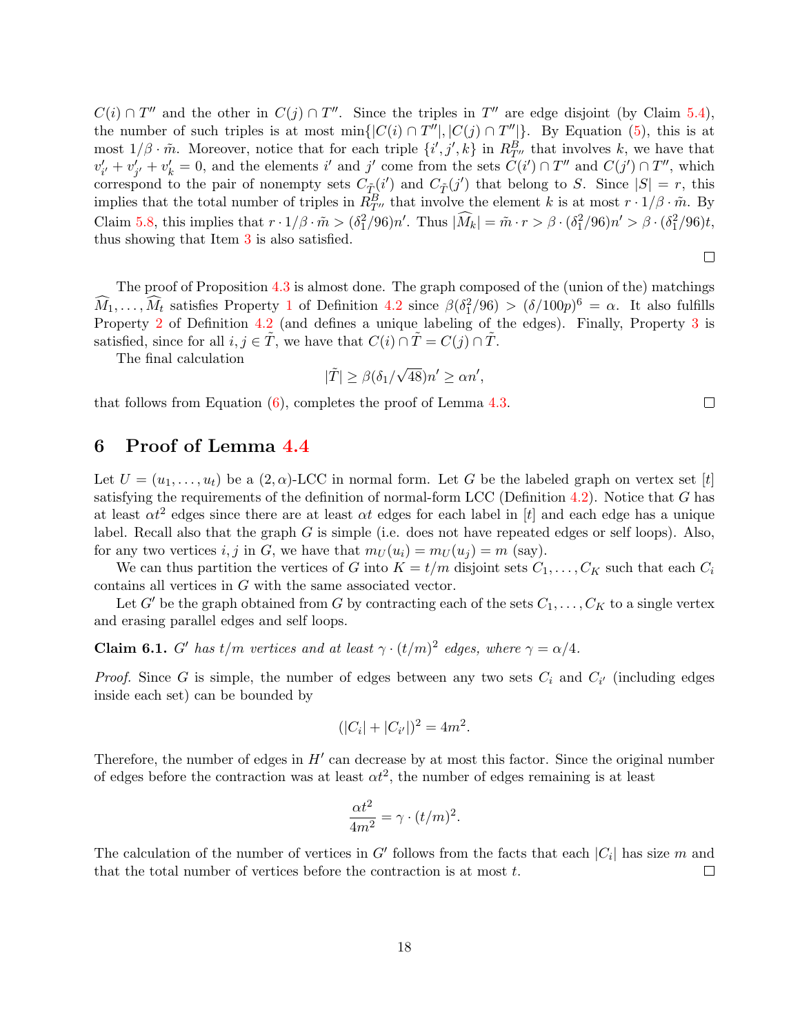$C(i) \cap T''$ and the other in $C(j) \cap T''$. Since the triples in $T''$ are edge disjoint (by Claim 5.4), the number of such triples is at most $\min\{|C(i) \cap T''|, |C(j) \cap T''|\}$. By Equation (5), this is at most $1/\beta \cdot \tilde{m}$. Moreover, notice that for each triple $\{i', j', k\}$ in $R^B_{T''}$ that involves $k$, we have that $v'_{i'} + v'_{j'} + v'_k = 0$, and the elements $i'$ and $j'$ come from the sets $C(i') \cap T''$ and $C(j') \cap T''$, which correspond to the pair of nonempty sets $C_{\tilde{T}}(i')$ and $C_{\tilde{T}}(j')$ that belong to $S$. Since $|S| = r$, this implies that the total number of triples in $R^B_{T''}$ that involve the element $k$ is at most $r \cdot 1/\beta \cdot \tilde{m}$. By Claim 5.8, this implies that $r \cdot 1/\beta \cdot \tilde{m} > (\delta_1^2/96)n'$. Thus $|\widehat{M}_k| = \tilde{m} \cdot r > \beta \cdot (\delta_1^2/96)n' > \beta \cdot (\delta_1^2/96)t$, thus showing that Item 3 is also satisfied.

□

The proof of Proposition 4.3 is almost done. The graph composed of the (union of the) matchings $\widehat{M}_1, \ldots, \widehat{M}_t$ satisfies Property 1 of Definition 4.2 since $\beta(\delta_1^2/96) > (\delta/100p)^6 = \alpha$. It also fulfills Property 2 of Definition 4.2 (and defines a unique labeling of the edges). Finally, Property 3 is satisfied, since for all $i, j \in \tilde{T}$, we have that $C(i) \cap \tilde{T} = C(j) \cap \tilde{T}$.

The final calculation

$$|\tilde{T}| \geq \beta(\delta_1/\sqrt{48})n' \geq \alpha n',$$

that follows from Equation (6), completes the proof of Lemma 4.3. □

## 6 Proof of Lemma 4.4

Let $U = (u_1, \ldots, u_t)$ be a $(2, \alpha)$-LCC in normal form. Let $G$ be the labeled graph on vertex set $[t]$ satisfying the requirements of the definition of normal-form LCC (Definition 4.2). Notice that $G$ has at least $\alpha t^2$ edges since there are at least $\alpha t$ edges for each label in $[t]$ and each edge has a unique label. Recall also that the graph $G$ is simple (i.e. does not have repeated edges or self loops). Also, for any two vertices $i, j$ in $G$, we have that $m_U(u_i) = m_U(u_j) = m$ (say).

We can thus partition the vertices of $G$ into $K = t/m$ disjoint sets $C_1, \ldots, C_K$ such that each $C_i$ contains all vertices in $G$ with the same associated vector.

Let $G'$ be the graph obtained from $G$ by contracting each of the sets $C_1, \ldots, C_K$ to a single vertex and erasing parallel edges and self loops.

**Claim 6.1.** *$G'$ has $t/m$ vertices and at least $\gamma \cdot (t/m)^2$ edges, where $\gamma = \alpha/4$.*

*Proof.* Since $G$ is simple, the number of edges between any two sets $C_i$ and $C_{i'}$ (including edges inside each set) can be bounded by

$$(|C_i| + |C_{i'}|)^2 = 4m^2.$$

Therefore, the number of edges in $H'$ can decrease by at most this factor. Since the original number of edges before the contraction was at least $\alpha t^2$, the number of edges remaining is at least

$$\frac{\alpha t^2}{4m^2} = \gamma \cdot (t/m)^2.$$

The calculation of the number of vertices in $G'$ follows from the facts that each $|C_i|$ has size $m$ and that the total number of vertices before the contraction is at most $t$. □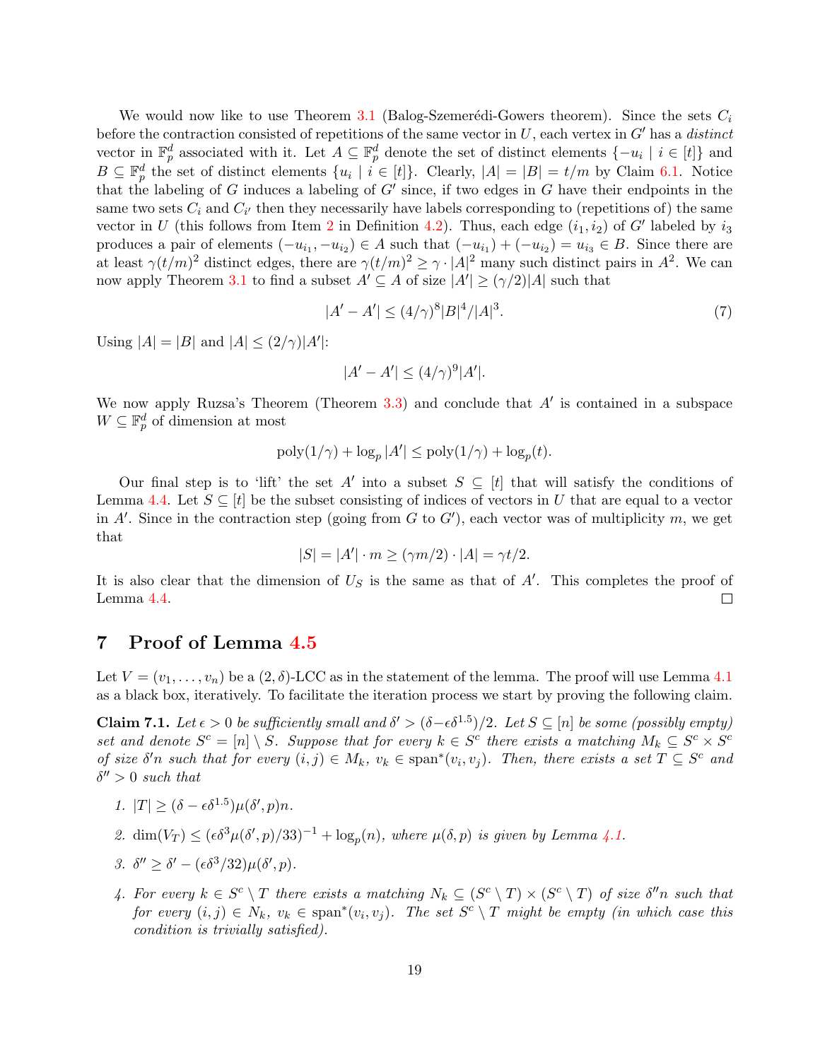We would now like to use Theorem 3.1 (Balog-Szemerédi-Gowers theorem). Since the sets $C_i$ before the contraction consisted of repetitions of the same vector in $U$, each vertex in $G'$ has a *distinct* vector in $\mathbb{F}_p^d$ associated with it. Let $A \subseteq \mathbb{F}_p^d$ denote the set of distinct elements $\{-u_i \mid i \in [t]\}$ and $B \subseteq \mathbb{F}_p^d$ the set of distinct elements $\{u_i \mid i \in [t]\}$. Clearly, $|A| = |B| = t/m$ by Claim 6.1. Notice that the labeling of $G$ induces a labeling of $G'$ since, if two edges in $G$ have their endpoints in the same two sets $C_i$ and $C_{i'}$ then they necessarily have labels corresponding to (repetitions of) the same vector in $U$ (this follows from Item 2 in Definition 4.2). Thus, each edge $(i_1, i_2)$ of $G'$ labeled by $i_3$ produces a pair of elements $(-u_{i_1}, -u_{i_2}) \in A$ such that $(-u_{i_1}) + (-u_{i_2}) = u_{i_3} \in B$. Since there are at least $\gamma(t/m)^2$ distinct edges, there are $\gamma(t/m)^2 \geq \gamma \cdot |A|^2$ many such distinct pairs in $A^2$. We can now apply Theorem 3.1 to find a subset $A' \subseteq A$ of size $|A'| \geq (\gamma/2)|A|$ such that

$$|A' - A'| \leq (4/\gamma)^8 |B|^4/|A|^3. \tag{7}$$

Using $|A| = |B|$ and $|A| \leq (2/\gamma)|A'|$:

$$|A' - A'| \leq (4/\gamma)^9 |A'|.$$

We now apply Ruzsa's Theorem (Theorem 3.3) and conclude that $A'$ is contained in a subspace $W \subseteq \mathbb{F}_p^d$ of dimension at most

$$\text{poly}(1/\gamma) + \log_p |A'| \leq \text{poly}(1/\gamma) + \log_p(t).$$

Our final step is to 'lift' the set $A'$ into a subset $S \subseteq [t]$ that will satisfy the conditions of Lemma 4.4. Let $S \subseteq [t]$ be the subset consisting of indices of vectors in $U$ that are equal to a vector in $A'$. Since in the contraction step (going from $G$ to $G'$), each vector was of multiplicity $m$, we get that

$$|S| = |A'| \cdot m \geq (\gamma m/2) \cdot |A| = \gamma t/2.$$

It is also clear that the dimension of $U_S$ is the same as that of $A'$. This completes the proof of Lemma 4.4. $\square$

# 7 Proof of Lemma 4.5

Let $V = (v_1, \ldots, v_n)$ be a $(2, \delta)$-LCC as in the statement of the lemma. The proof will use Lemma 4.1 as a black box, iteratively. To facilitate the iteration process we start by proving the following claim.

**Claim 7.1.** *Let $\epsilon > 0$ be sufficiently small and $\delta' > (\delta - \epsilon\delta^{1.5})/2$. Let $S \subseteq [n]$ be some (possibly empty) set and denote $S^c = [n] \setminus S$. Suppose that for every $k \in S^c$ there exists a matching $M_k \subseteq S^c \times S^c$ of size $\delta' n$ such that for every $(i, j) \in M_k$, $v_k \in \text{span}^*(v_i, v_j)$. Then, there exists a set $T \subseteq S^c$ and $\delta'' > 0$ such that*

1. *$|T| \geq (\delta - \epsilon\delta^{1.5})\mu(\delta', p)n$.*
2. *$\dim(V_T) \leq (\epsilon\delta^3\mu(\delta', p)/33)^{-1} + \log_p(n)$, where $\mu(\delta, p)$ is given by Lemma 4.1.*
3. *$\delta'' \geq \delta' - (\epsilon\delta^3/32)\mu(\delta', p)$.*
4. *For every $k \in S^c \setminus T$ there exists a matching $N_k \subseteq (S^c \setminus T) \times (S^c \setminus T)$ of size $\delta'' n$ such that for every $(i, j) \in N_k$, $v_k \in \text{span}^*(v_i, v_j)$. The set $S^c \setminus T$ might be empty (in which case this condition is trivially satisfied).*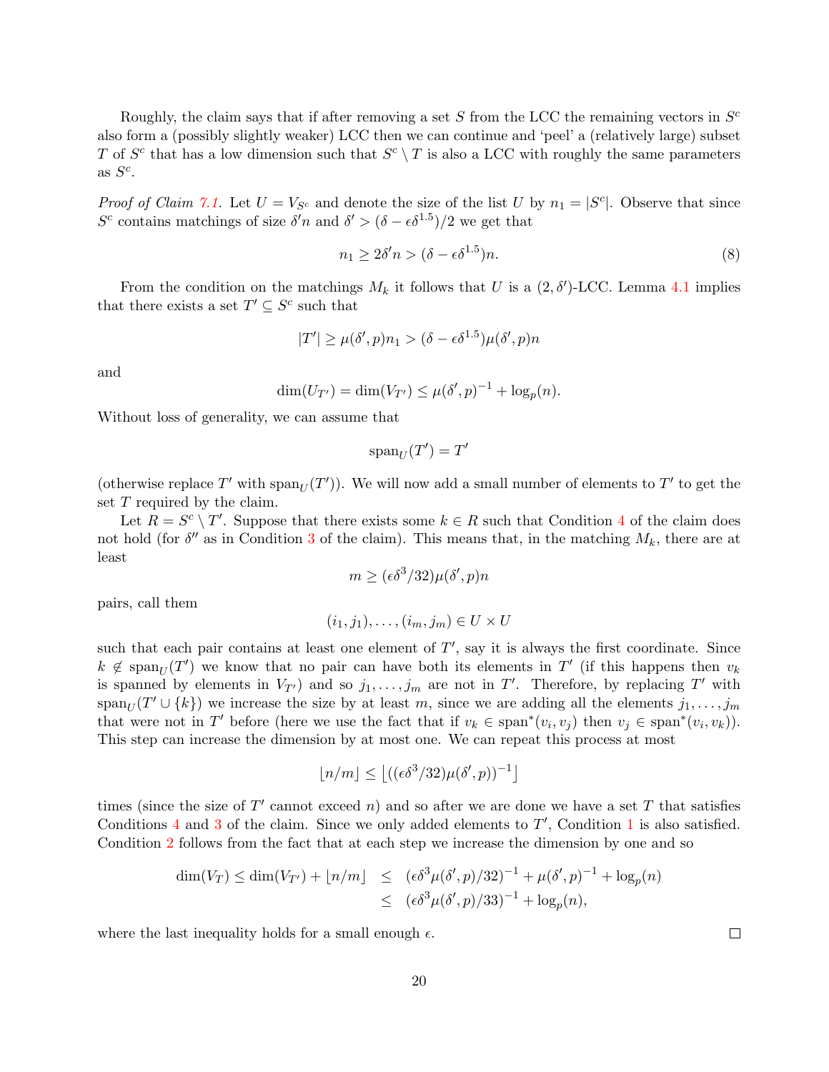Roughly, the claim says that if after removing a set $S$ from the LCC the remaining vectors in $S^c$ also form a (possibly slightly weaker) LCC then we can continue and 'peel' a (relatively large) subset $T$ of $S^c$ that has a low dimension such that $S^c \setminus T$ is also a LCC with roughly the same parameters as $S^c$.

*Proof of Claim 7.1.* Let $U = V_{S^c}$ and denote the size of the list $U$ by $n_1 = |S^c|$. Observe that since $S^c$ contains matchings of size $\delta' n$ and $\delta' > (\delta - \epsilon\delta^{1.5})/2$ we get that

$$n_1 \geq 2\delta' n > (\delta - \epsilon\delta^{1.5})n. \tag{8}$$

From the condition on the matchings $M_k$ it follows that $U$ is a $(2, \delta')$-LCC. Lemma 4.1 implies that there exists a set $T' \subseteq S^c$ such that

$$|T'| \geq \mu(\delta', p)n_1 > (\delta - \epsilon\delta^{1.5})\mu(\delta', p)n$$

and

$$\dim(U_{T'}) = \dim(V_{T'}) \leq \mu(\delta', p)^{-1} + \log_p(n).$$

Without loss of generality, we can assume that

$$\mathrm{span}_U(T') = T'$$

(otherwise replace $T'$ with $\mathrm{span}_U(T')$). We will now add a small number of elements to $T'$ to get the set $T$ required by the claim.

Let $R = S^c \setminus T'$. Suppose that there exists some $k \in R$ such that Condition 4 of the claim does not hold (for $\delta''$ as in Condition 3 of the claim). This means that, in the matching $M_k$, there are at least

$$m \geq (\epsilon\delta^3/32)\mu(\delta', p)n$$

pairs, call them

$$(i_1, j_1), \ldots, (i_m, j_m) \in U \times U$$

such that each pair contains at least one element of $T'$, say it is always the first coordinate. Since $k \notin \mathrm{span}_U(T')$ we know that no pair can have both its elements in $T'$ (if this happens then $v_k$ is spanned by elements in $V_{T'}$) and so $j_1, \ldots, j_m$ are not in $T'$. Therefore, by replacing $T'$ with $\mathrm{span}_U(T' \cup \{k\})$ we increase the size by at least $m$, since we are adding all the elements $j_1, \ldots, j_m$ that were not in $T'$ before (here we use the fact that if $v_k \in \mathrm{span}^*(v_i, v_j)$ then $v_j \in \mathrm{span}^*(v_i, v_k)$). This step can increase the dimension by at most one. We can repeat this process at most

$$\lfloor n/m \rfloor \leq \left\lfloor ((\epsilon\delta^3/32)\mu(\delta', p))^{-1} \right\rfloor$$

times (since the size of $T'$ cannot exceed $n$) and so after we are done we have a set $T$ that satisfies Conditions 4 and 3 of the claim. Since we only added elements to $T'$, Condition 1 is also satisfied. Condition 2 follows from the fact that at each step we increase the dimension by one and so

$$\begin{aligned}
\dim(V_T) \leq \dim(V_{T'}) + \lfloor n/m \rfloor &\leq (\epsilon\delta^3\mu(\delta', p)/32)^{-1} + \mu(\delta', p)^{-1} + \log_p(n) \\
&\leq (\epsilon\delta^3\mu(\delta', p)/33)^{-1} + \log_p(n),
\end{aligned}$$

where the last inequality holds for a small enough $\epsilon$. □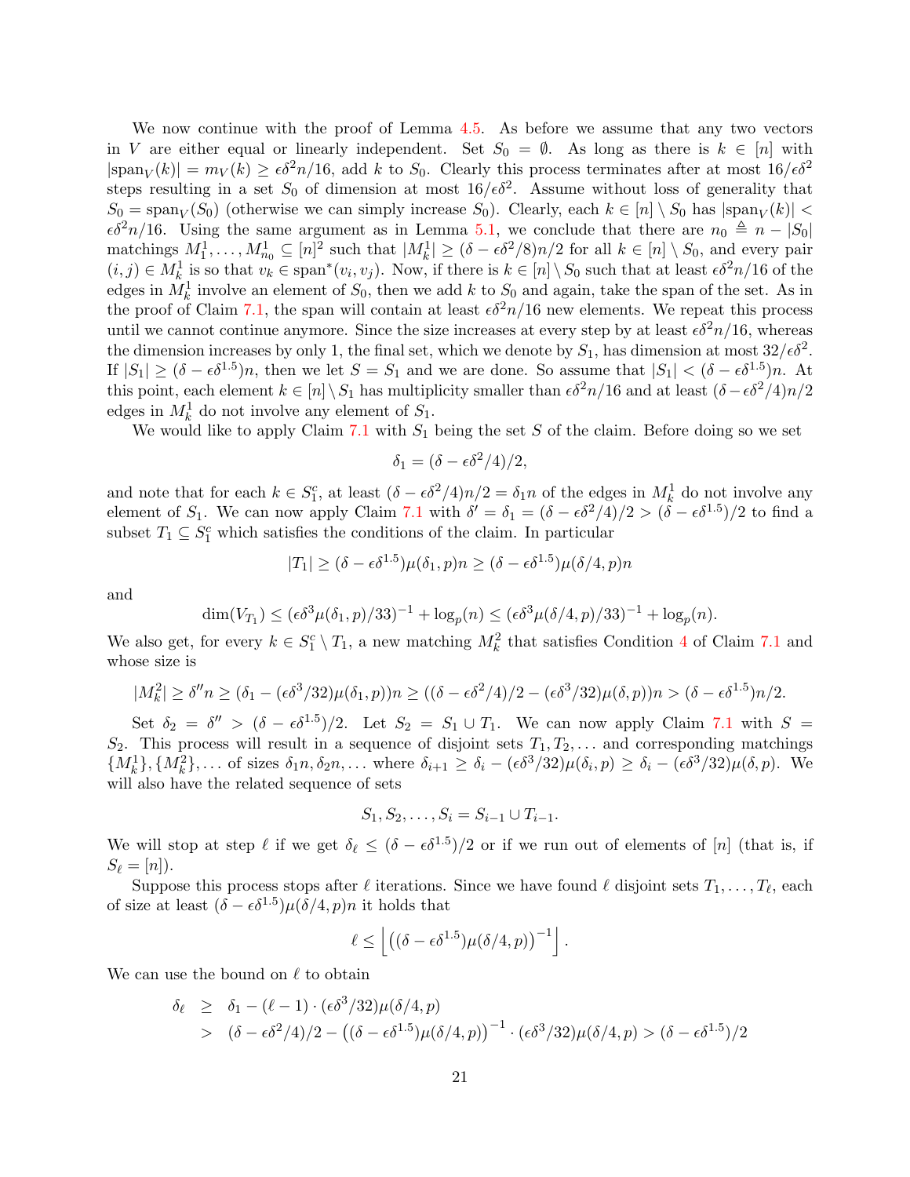We now continue with the proof of Lemma 4.5. As before we assume that any two vectors in $V$ are either equal or linearly independent. Set $S_0 = \emptyset$. As long as there is $k \in [n]$ with $|\mathrm{span}_V(k)| = m_V(k) \geq \epsilon\delta^2 n/16$, add $k$ to $S_0$. Clearly this process terminates after at most $16/\epsilon\delta^2$ steps resulting in a set $S_0$ of dimension at most $16/\epsilon\delta^2$. Assume without loss of generality that $S_0 = \mathrm{span}_V(S_0)$ (otherwise we can simply increase $S_0$). Clearly, each $k \in [n] \setminus S_0$ has $|\mathrm{span}_V(k)| < \epsilon\delta^2 n/16$. Using the same argument as in Lemma 5.1, we conclude that there are $n_0 \triangleq n - |S_0|$ matchings $M_1^1, \ldots, M_{n_0}^1 \subseteq [n]^2$ such that $|M_k^1| \geq (\delta - \epsilon\delta^2/8)n/2$ for all $k \in [n] \setminus S_0$, and every pair $(i,j) \in M_k^1$ is so that $v_k \in \mathrm{span}^*(v_i, v_j)$. Now, if there is $k \in [n] \setminus S_0$ such that at least $\epsilon\delta^2 n/16$ of the edges in $M_k^1$ involve an element of $S_0$, then we add $k$ to $S_0$ and again, take the span of the set. As in the proof of Claim 7.1, the span will contain at least $\epsilon\delta^2 n/16$ new elements. We repeat this process until we cannot continue anymore. Since the size increases at every step by at least $\epsilon\delta^2 n/16$, whereas the dimension increases by only 1, the final set, which we denote by $S_1$, has dimension at most $32/\epsilon\delta^2$. If $|S_1| \geq (\delta - \epsilon\delta^{1.5})n$, then we let $S = S_1$ and we are done. So assume that $|S_1| < (\delta - \epsilon\delta^{1.5})n$. At this point, each element $k \in [n] \setminus S_1$ has multiplicity smaller than $\epsilon\delta^2 n/16$ and at least $(\delta - \epsilon\delta^2/4)n/2$ edges in $M_k^1$ do not involve any element of $S_1$.

We would like to apply Claim 7.1 with $S_1$ being the set $S$ of the claim. Before doing so we set

$$\delta_1 = (\delta - \epsilon\delta^2/4)/2,$$

and note that for each $k \in S_1^c$, at least $(\delta - \epsilon\delta^2/4)n/2 = \delta_1 n$ of the edges in $M_k^1$ do not involve any element of $S_1$. We can now apply Claim 7.1 with $\delta' = \delta_1 = (\delta - \epsilon\delta^2/4)/2 > (\delta - \epsilon\delta^{1.5})/2$ to find a subset $T_1 \subseteq S_1^c$ which satisfies the conditions of the claim. In particular

$$|T_1| \geq (\delta - \epsilon\delta^{1.5})\mu(\delta_1, p)n \geq (\delta - \epsilon\delta^{1.5})\mu(\delta/4, p)n$$

and

$$\dim(V_{T_1}) \leq (\epsilon\delta^3\mu(\delta_1, p)/33)^{-1} + \log_p(n) \leq (\epsilon\delta^3\mu(\delta/4, p)/33)^{-1} + \log_p(n).$$

We also get, for every $k \in S_1^c \setminus T_1$, a new matching $M_k^2$ that satisfies Condition 4 of Claim 7.1 and whose size is

$$|M_k^2| \geq \delta'' n \geq (\delta_1 - (\epsilon\delta^3/32)\mu(\delta_1, p))n \geq ((\delta - \epsilon\delta^2/4)/2 - (\epsilon\delta^3/32)\mu(\delta, p))n > (\delta - \epsilon\delta^{1.5})n/2.$$

Set $\delta_2 = \delta'' > (\delta - \epsilon\delta^{1.5})/2$. Let $S_2 = S_1 \cup T_1$. We can now apply Claim 7.1 with $S = S_2$. This process will result in a sequence of disjoint sets $T_1, T_2, \ldots$ and corresponding matchings $\{M_k^1\}, \{M_k^2\}, \ldots$ of sizes $\delta_1 n, \delta_2 n, \ldots$ where $\delta_{i+1} \geq \delta_i - (\epsilon\delta^3/32)\mu(\delta_i, p) \geq \delta_i - (\epsilon\delta^3/32)\mu(\delta, p)$. We will also have the related sequence of sets

$$S_1, S_2, \ldots, S_i = S_{i-1} \cup T_{i-1}.$$

We will stop at step $\ell$ if we get $\delta_\ell \leq (\delta - \epsilon\delta^{1.5})/2$ or if we run out of elements of $[n]$ (that is, if $S_\ell = [n]$).

Suppose this process stops after $\ell$ iterations. Since we have found $\ell$ disjoint sets $T_1, \ldots, T_\ell$, each of size at least $(\delta - \epsilon\delta^{1.5})\mu(\delta/4, p)n$ it holds that

$$\ell \leq \left\lfloor \left((\delta - \epsilon\delta^{1.5})\mu(\delta/4, p)\right)^{-1} \right\rfloor.$$

We can use the bound on $\ell$ to obtain

$$\begin{aligned}
\delta_\ell &\geq \delta_1 - (\ell - 1) \cdot (\epsilon\delta^3/32)\mu(\delta/4, p) \\
&> (\delta - \epsilon\delta^2/4)/2 - \left((\delta - \epsilon\delta^{1.5})\mu(\delta/4, p)\right)^{-1} \cdot (\epsilon\delta^3/32)\mu(\delta/4, p) > (\delta - \epsilon\delta^{1.5})/2
\end{aligned}$$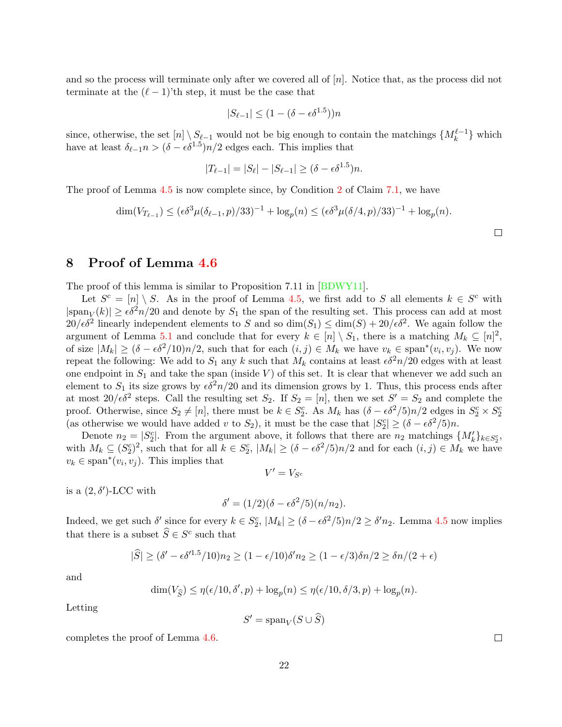and so the process will terminate only after we covered all of $[n]$. Notice that, as the process did not terminate at the $(\ell-1)$'th step, it must be the case that

$$|S_{\ell-1}| \leq (1-(\delta-\epsilon\delta^{1.5}))n$$

since, otherwise, the set $[n]\setminus S_{\ell-1}$ would not be big enough to contain the matchings $\{M_k^{\ell-1}\}$ which have at least $\delta_{\ell-1}n > (\delta-\epsilon\delta^{1.5})n/2$ edges each. This implies that

$$|T_{\ell-1}| = |S_\ell| - |S_{\ell-1}| \geq (\delta-\epsilon\delta^{1.5})n.$$

The proof of Lemma 4.5 is now complete since, by Condition 2 of Claim 7.1, we have

$$\dim(V_{T_{\ell-1}}) \leq (\epsilon\delta^3\mu(\delta_{\ell-1},p)/33)^{-1} + \log_p(n) \leq (\epsilon\delta^3\mu(\delta/4,p)/33)^{-1} + \log_p(n).$$

□

# 8 Proof of Lemma 4.6

The proof of this lemma is similar to Proposition 7.11 in [BDWY11].

Let $S^c = [n]\setminus S$. As in the proof of Lemma 4.5, we first add to $S$ all elements $k \in S^c$ with $|\mathrm{span}_V(k)| \geq \epsilon\delta^2 n/20$ and denote by $S_1$ the span of the resulting set. This process can add at most $20/\epsilon\delta^2$ linearly independent elements to $S$ and so $\dim(S_1) \leq \dim(S) + 20/\epsilon\delta^2$. We again follow the argument of Lemma 5.1 and conclude that for every $k \in [n]\setminus S_1$, there is a matching $M_k \subseteq [n]^2$, of size $|M_k| \geq (\delta-\epsilon\delta^2/10)n/2$, such that for each $(i,j)\in M_k$ we have $v_k \in \mathrm{span}^*(v_i,v_j)$. We now repeat the following: We add to $S_1$ any $k$ such that $M_k$ contains at least $\epsilon\delta^2 n/20$ edges with at least one endpoint in $S_1$ and take the span (inside $V$) of this set. It is clear that whenever we add such an element to $S_1$ its size grows by $\epsilon\delta^2 n/20$ and its dimension grows by 1. Thus, this process ends after at most $20/\epsilon\delta^2$ steps. Call the resulting set $S_2$. If $S_2 = [n]$, then we set $S' = S_2$ and complete the proof. Otherwise, since $S_2 \neq [n]$, there must be $k \in S_2^c$. As $M_k$ has $(\delta-\epsilon\delta^2/5)n/2$ edges in $S_2^c \times S_2^c$ (as otherwise we would have added $v$ to $S_2$), it must be the case that $|S_2^c| \geq (\delta-\epsilon\delta^2/5)n$.

Denote $n_2 = |S_2^c|$. From the argument above, it follows that there are $n_2$ matchings $\{M_k'\}_{k\in S_2^c}$, with $M_k \subseteq (S_2^c)^2$, such that for all $k\in S_2^c$, $|M_k| \geq (\delta-\epsilon\delta^2/5)n/2$ and for each $(i,j)\in M_k$ we have $v_k \in \mathrm{span}^*(v_i,v_j)$. This implies that

$$V' = V_{S^c}$$

is a $(2,\delta')$-LCC with

$$\delta' = (1/2)(\delta-\epsilon\delta^2/5)(n/n_2).$$

Indeed, we get such $\delta'$ since for every $k\in S_2^c$, $|M_k| \geq (\delta-\epsilon\delta^2/5)n/2 \geq \delta' n_2$. Lemma 4.5 now implies that there is a subset $\widehat{S} \in S^c$ such that

$$|\widehat{S}| \geq (\delta' - \epsilon\delta'^{1.5}/10)n_2 \geq (1-\epsilon/10)\delta' n_2 \geq (1-\epsilon/3)\delta n/2 \geq \delta n/(2+\epsilon)$$

and

$$\dim(V_{\widehat{S}}) \leq \eta(\epsilon/10,\delta',p) + \log_p(n) \leq \eta(\epsilon/10,\delta/3,p) + \log_p(n).$$

Letting

$$S' = \mathrm{span}_V(S\cup\widehat{S})$$

completes the proof of Lemma 4.6.

□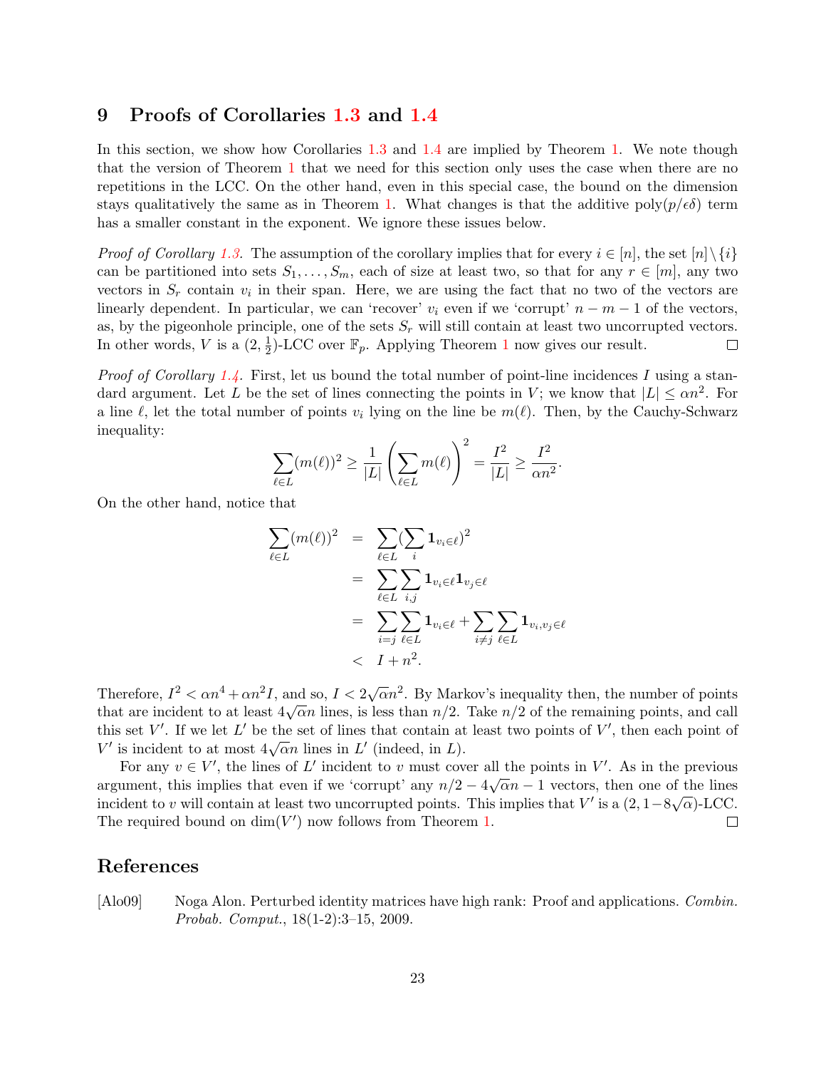## 9 Proofs of Corollaries 1.3 and 1.4

In this section, we show how Corollaries 1.3 and 1.4 are implied by Theorem 1. We note though that the version of Theorem 1 that we need for this section only uses the case when there are no repetitions in the LCC. On the other hand, even in this special case, the bound on the dimension stays qualitatively the same as in Theorem 1. What changes is that the additive $\text{poly}(p/\epsilon\delta)$ term has a smaller constant in the exponent. We ignore these issues below.

*Proof of Corollary 1.3.* The assumption of the corollary implies that for every $i \in [n]$, the set $[n] \setminus \{i\}$ can be partitioned into sets $S_1, \ldots, S_m$, each of size at least two, so that for any $r \in [m]$, any two vectors in $S_r$ contain $v_i$ in their span. Here, we are using the fact that no two of the vectors are linearly dependent. In particular, we can 'recover' $v_i$ even if we 'corrupt' $n - m - 1$ of the vectors, as, by the pigeonhole principle, one of the sets $S_r$ will still contain at least two uncorrupted vectors. In other words, $V$ is a $(2, \frac{1}{2})$-LCC over $\mathbb{F}_p$. Applying Theorem 1 now gives our result. □

*Proof of Corollary 1.4.* First, let us bound the total number of point-line incidences $I$ using a standard argument. Let $L$ be the set of lines connecting the points in $V$; we know that $|L| \leq \alpha n^2$. For a line $\ell$, let the total number of points $v_i$ lying on the line be $m(\ell)$. Then, by the Cauchy-Schwarz inequality:

$$\sum_{\ell \in L} (m(\ell))^2 \geq \frac{1}{|L|} \left( \sum_{\ell \in L} m(\ell) \right)^2 = \frac{I^2}{|L|} \geq \frac{I^2}{\alpha n^2}.$$

On the other hand, notice that

$$\begin{aligned}
\sum_{\ell \in L} (m(\ell))^2 &= \sum_{\ell \in L} (\sum_i \mathbf{1}_{v_i \in \ell})^2 \\
&= \sum_{\ell \in L} \sum_{i,j} \mathbf{1}_{v_i \in \ell} \mathbf{1}_{v_j \in \ell} \\
&= \sum_{i=j} \sum_{\ell \in L} \mathbf{1}_{v_i \in \ell} + \sum_{i \neq j} \sum_{\ell \in L} \mathbf{1}_{v_i, v_j \in \ell} \\
&< I + n^2.
\end{aligned}$$

Therefore, $I^2 < \alpha n^4 + \alpha n^2 I$, and so, $I < 2\sqrt{\alpha} n^2$. By Markov's inequality then, the number of points that are incident to at least $4\sqrt{\alpha} n$ lines, is less than $n/2$. Take $n/2$ of the remaining points, and call this set $V'$. If we let $L'$ be the set of lines that contain at least two points of $V'$, then each point of $V'$ is incident to at most $4\sqrt{\alpha} n$ lines in $L'$ (indeed, in $L$).

For any $v \in V'$, the lines of $L'$ incident to $v$ must cover all the points in $V'$. As in the previous argument, this implies that even if we 'corrupt' any $n/2 - 4\sqrt{\alpha} n - 1$ vectors, then one of the lines incident to $v$ will contain at least two uncorrupted points. This implies that $V'$ is a $(2, 1 - 8\sqrt{\alpha})$-LCC. The required bound on $\dim(V')$ now follows from Theorem 1. □

## References

[Alo09] Noga Alon. Perturbed identity matrices have high rank: Proof and applications. *Combin. Probab. Comput.*, 18(1-2):3–15, 2009.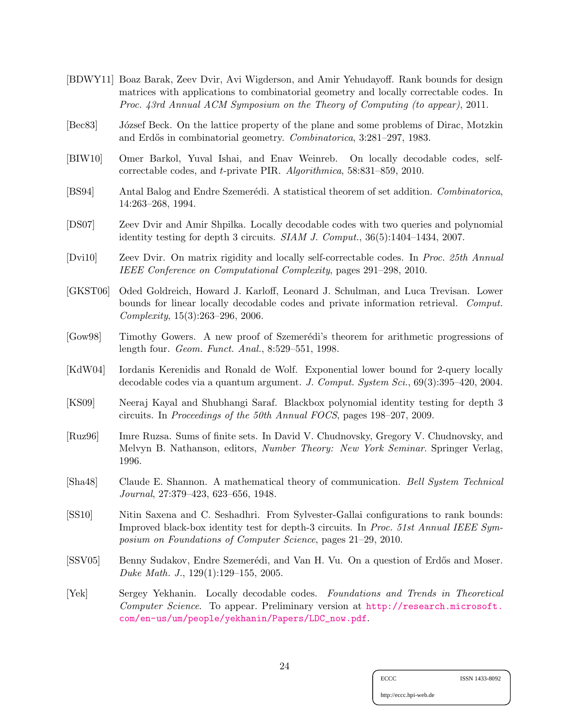[BDWY11] Boaz Barak, Zeev Dvir, Avi Wigderson, and Amir Yehudayoff. Rank bounds for design matrices with applications to combinatorial geometry and locally correctable codes. In *Proc. 43rd Annual ACM Symposium on the Theory of Computing (to appear)*, 2011.

[Bec83] József Beck. On the lattice property of the plane and some problems of Dirac, Motzkin and Erdős in combinatorial geometry. *Combinatorica*, 3:281–297, 1983.

[BIW10] Omer Barkol, Yuval Ishai, and Enav Weinreb. On locally decodable codes, self-correctable codes, and $t$-private PIR. *Algorithmica*, 58:831–859, 2010.

[BS94] Antal Balog and Endre Szemerédi. A statistical theorem of set addition. *Combinatorica*, 14:263–268, 1994.

[DS07] Zeev Dvir and Amir Shpilka. Locally decodable codes with two queries and polynomial identity testing for depth 3 circuits. *SIAM J. Comput.*, 36(5):1404–1434, 2007.

[Dvi10] Zeev Dvir. On matrix rigidity and locally self-correctable codes. In *Proc. 25th Annual IEEE Conference on Computational Complexity*, pages 291–298, 2010.

[GKST06] Oded Goldreich, Howard J. Karloff, Leonard J. Schulman, and Luca Trevisan. Lower bounds for linear locally decodable codes and private information retrieval. *Comput. Complexity*, 15(3):263–296, 2006.

[Gow98] Timothy Gowers. A new proof of Szemerédi's theorem for arithmetic progressions of length four. *Geom. Funct. Anal.*, 8:529–551, 1998.

[KdW04] Iordanis Kerenidis and Ronald de Wolf. Exponential lower bound for 2-query locally decodable codes via a quantum argument. *J. Comput. System Sci.*, 69(3):395–420, 2004.

[KS09] Neeraj Kayal and Shubhangi Saraf. Blackbox polynomial identity testing for depth 3 circuits. In *Proceedings of the 50th Annual FOCS*, pages 198–207, 2009.

[Ruz96] Imre Ruzsa. Sums of finite sets. In David V. Chudnovsky, Gregory V. Chudnovsky, and Melvyn B. Nathanson, editors, *Number Theory: New York Seminar*. Springer Verlag, 1996.

[Sha48] Claude E. Shannon. A mathematical theory of communication. *Bell System Technical Journal*, 27:379–423, 623–656, 1948.

[SS10] Nitin Saxena and C. Seshadhri. From Sylvester-Gallai configurations to rank bounds: Improved black-box identity test for depth-3 circuits. In *Proc. 51st Annual IEEE Symposium on Foundations of Computer Science*, pages 21–29, 2010.

[SSV05] Benny Sudakov, Endre Szemerédi, and Van H. Vu. On a question of Erdős and Moser. *Duke Math. J.*, 129(1):129–155, 2005.

[Yek] Sergey Yekhanin. Locally decodable codes. *Foundations and Trends in Theoretical Computer Science*. To appear. Preliminary version at http://research.microsoft.com/en-us/um/people/yekhanin/Papers/LDC_now.pdf.

ECCC ISSN 1433-8092

http://eccc.hpi-web.de